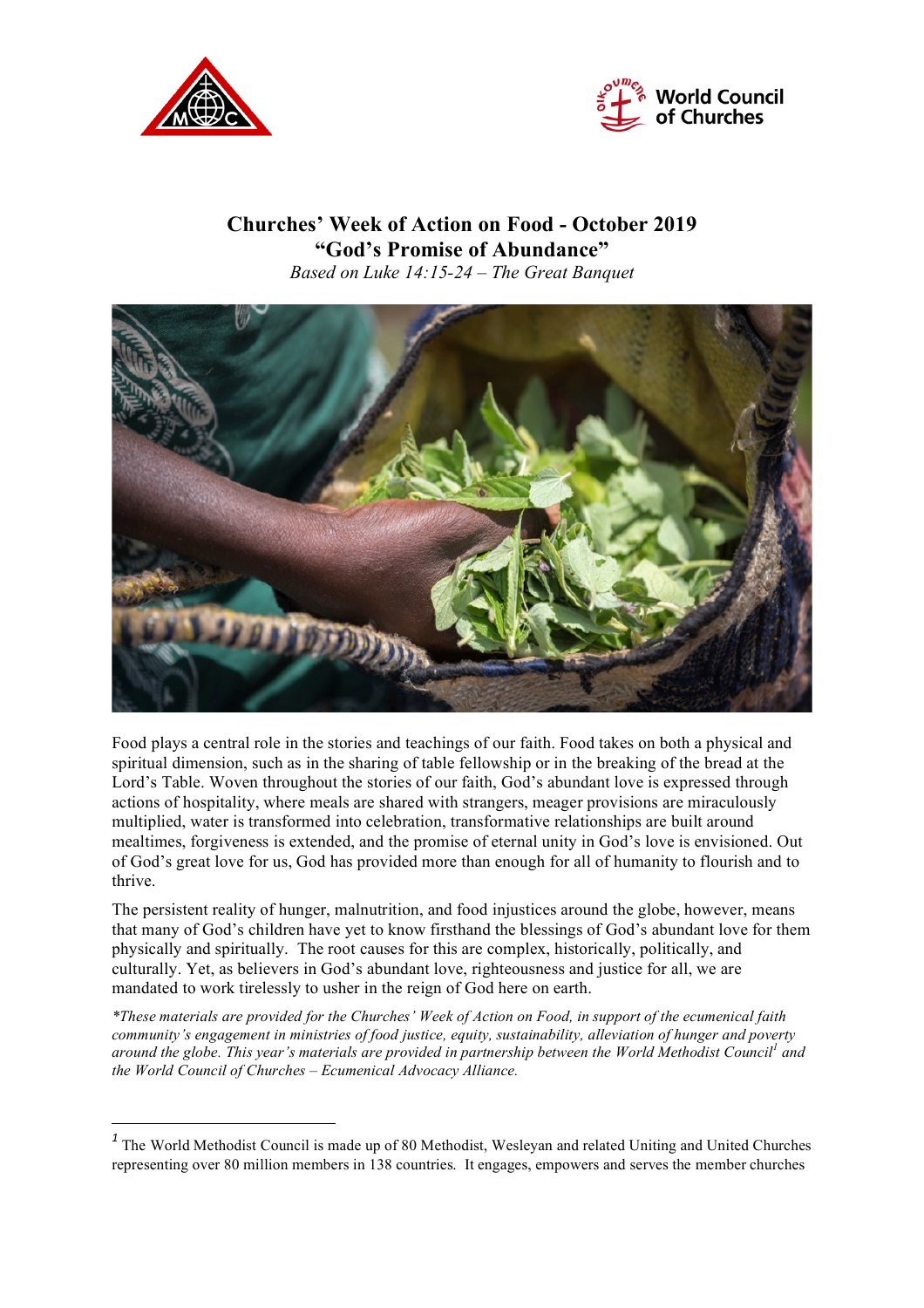# Churches' Week of Action on Food - October 2019
## "God's Promise of Abundance"

*Based on Luke 14:15-24 – The Great Banquet*

Food plays a central role in the stories and teachings of our faith. Food takes on both a physical and spiritual dimension, such as in the sharing of table fellowship or in the breaking of the bread at the Lord's Table. Woven throughout the stories of our faith, God's abundant love is expressed through actions of hospitality, where meals are shared with strangers, meager provisions are miraculously multiplied, water is transformed into celebration, transformative relationships are built around mealtimes, forgiveness is extended, and the promise of eternal unity in God's love is envisioned. Out of God's great love for us, God has provided more than enough for all of humanity to flourish and to thrive.

The persistent reality of hunger, malnutrition, and food injustices around the globe, however, means that many of God's children have yet to know firsthand the blessings of God's abundant love for them physically and spiritually. The root causes for this are complex, historically, politically, and culturally. Yet, as believers in God's abundant love, righteousness and justice for all, we are mandated to work tirelessly to usher in the reign of God here on earth.

**These materials are provided for the Churches' Week of Action on Food, in support of the ecumenical faith community's engagement in ministries of food justice, equity, sustainability, alleviation of hunger and poverty around the globe. This year's materials are provided in partnership between the World Methodist Council[1] and the World Council of Churches – Ecumenical Advocacy Alliance.*

---

[1] The World Methodist Council is made up of 80 Methodist, Wesleyan and related Uniting and United Churches representing over 80 million members in 138 countries. It engages, empowers and serves the member churches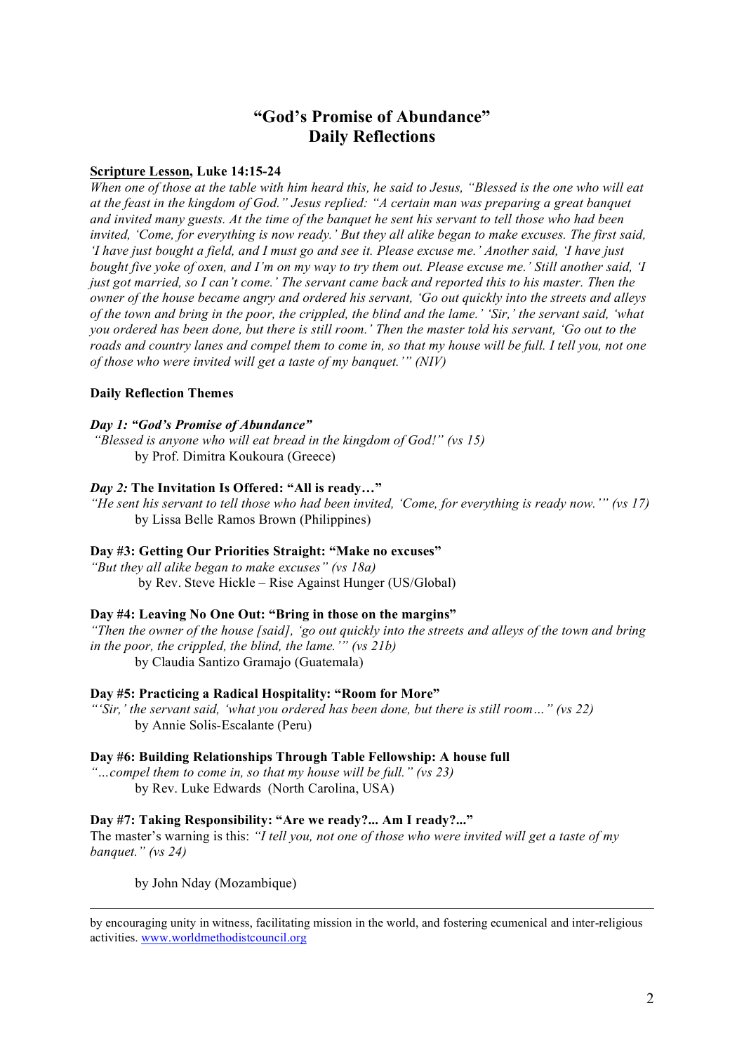# "God's Promise of Abundance"
# Daily Reflections

**Scripture Lesson, Luke 14:15-24**

*When one of those at the table with him heard this, he said to Jesus, "Blessed is the one who will eat at the feast in the kingdom of God." Jesus replied: "A certain man was preparing a great banquet and invited many guests. At the time of the banquet he sent his servant to tell those who had been invited, 'Come, for everything is now ready.' But they all alike began to make excuses. The first said, 'I have just bought a field, and I must go and see it. Please excuse me.' Another said, 'I have just bought five yoke of oxen, and I'm on my way to try them out. Please excuse me.' Still another said, 'I just got married, so I can't come.' The servant came back and reported this to his master. Then the owner of the house became angry and ordered his servant, 'Go out quickly into the streets and alleys of the town and bring in the poor, the crippled, the blind and the lame.' 'Sir,' the servant said, 'what you ordered has been done, but there is still room.' Then the master told his servant, 'Go out to the roads and country lanes and compel them to come in, so that my house will be full. I tell you, not one of those who were invited will get a taste of my banquet.'" (NIV)*

**Daily Reflection Themes**

***Day 1: "God's Promise of Abundance"***
*"Blessed is anyone who will eat bread in the kingdom of God!" (vs 15)*
by Prof. Dimitra Koukoura (Greece)

***Day 2:* The Invitation Is Offered: "All is ready…"**
*"He sent his servant to tell those who had been invited, 'Come, for everything is ready now.'" (vs 17)*
by Lissa Belle Ramos Brown (Philippines)

**Day #3: Getting Our Priorities Straight: "Make no excuses"**
*"But they all alike began to make excuses" (vs 18a)*
by Rev. Steve Hickle – Rise Against Hunger (US/Global)

**Day #4: Leaving No One Out: "Bring in those on the margins"**
*"Then the owner of the house [said], 'go out quickly into the streets and alleys of the town and bring in the poor, the crippled, the blind, the lame.'" (vs 21b)*
by Claudia Santizo Gramajo (Guatemala)

**Day #5: Practicing a Radical Hospitality: "Room for More"**
*"'Sir,' the servant said, 'what you ordered has been done, but there is still room…" (vs 22)*
by Annie Solis-Escalante (Peru)

**Day #6: Building Relationships Through Table Fellowship: A house full**
*"…compel them to come in, so that my house will be full." (vs 23)*
by Rev. Luke Edwards (North Carolina, USA)

**Day #7: Taking Responsibility: "Are we ready?... Am I ready?..."**
The master's warning is this: *"I tell you, not one of those who were invited will get a taste of my banquet." (vs 24)*

by John Nday (Mozambique)

---

by encouraging unity in witness, facilitating mission in the world, and fostering ecumenical and inter-religious activities. [www.worldmethodistcouncil.org](http://www.worldmethodistcouncil.org)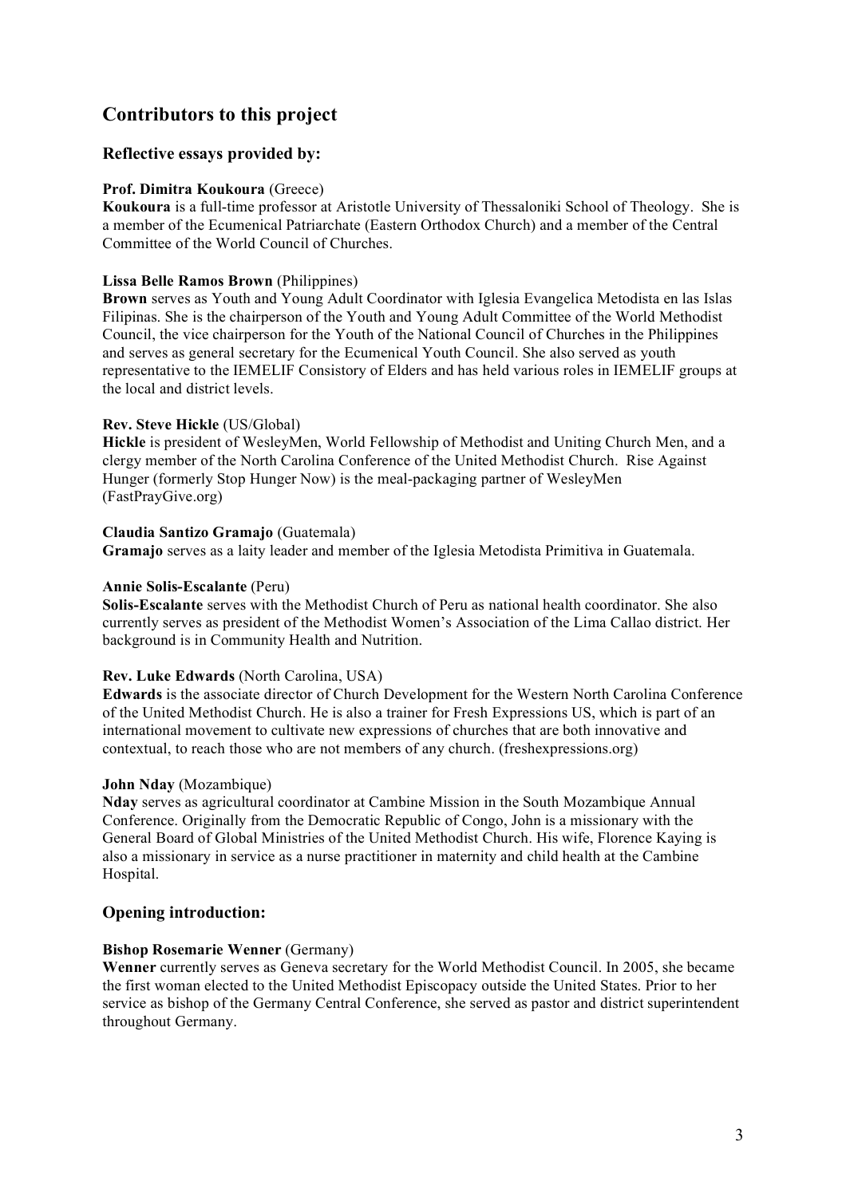## Contributors to this project

### Reflective essays provided by:

**Prof. Dimitra Koukoura** (Greece)
**Koukoura** is a full-time professor at Aristotle University of Thessaloniki School of Theology. She is a member of the Ecumenical Patriarchate (Eastern Orthodox Church) and a member of the Central Committee of the World Council of Churches.

**Lissa Belle Ramos Brown** (Philippines)
**Brown** serves as Youth and Young Adult Coordinator with Iglesia Evangelica Metodista en las Islas Filipinas. She is the chairperson of the Youth and Young Adult Committee of the World Methodist Council, the vice chairperson for the Youth of the National Council of Churches in the Philippines and serves as general secretary for the Ecumenical Youth Council. She also served as youth representative to the IEMELIF Consistory of Elders and has held various roles in IEMELIF groups at the local and district levels.

**Rev. Steve Hickle** (US/Global)
**Hickle** is president of WesleyMen, World Fellowship of Methodist and Uniting Church Men, and a clergy member of the North Carolina Conference of the United Methodist Church. Rise Against Hunger (formerly Stop Hunger Now) is the meal-packaging partner of WesleyMen (FastPrayGive.org)

**Claudia Santizo Gramajo** (Guatemala)
**Gramajo** serves as a laity leader and member of the Iglesia Metodista Primitiva in Guatemala.

**Annie Solis-Escalante** (Peru)
**Solis-Escalante** serves with the Methodist Church of Peru as national health coordinator. She also currently serves as president of the Methodist Women's Association of the Lima Callao district. Her background is in Community Health and Nutrition.

**Rev. Luke Edwards** (North Carolina, USA)
**Edwards** is the associate director of Church Development for the Western North Carolina Conference of the United Methodist Church. He is also a trainer for Fresh Expressions US, which is part of an international movement to cultivate new expressions of churches that are both innovative and contextual, to reach those who are not members of any church. (freshexpressions.org)

**John Nday** (Mozambique)
**Nday** serves as agricultural coordinator at Cambine Mission in the South Mozambique Annual Conference. Originally from the Democratic Republic of Congo, John is a missionary with the General Board of Global Ministries of the United Methodist Church. His wife, Florence Kaying is also a missionary in service as a nurse practitioner in maternity and child health at the Cambine Hospital.

### Opening introduction:

**Bishop Rosemarie Wenner** (Germany)
**Wenner** currently serves as Geneva secretary for the World Methodist Council. In 2005, she became the first woman elected to the United Methodist Episcopacy outside the United States. Prior to her service as bishop of the Germany Central Conference, she served as pastor and district superintendent throughout Germany.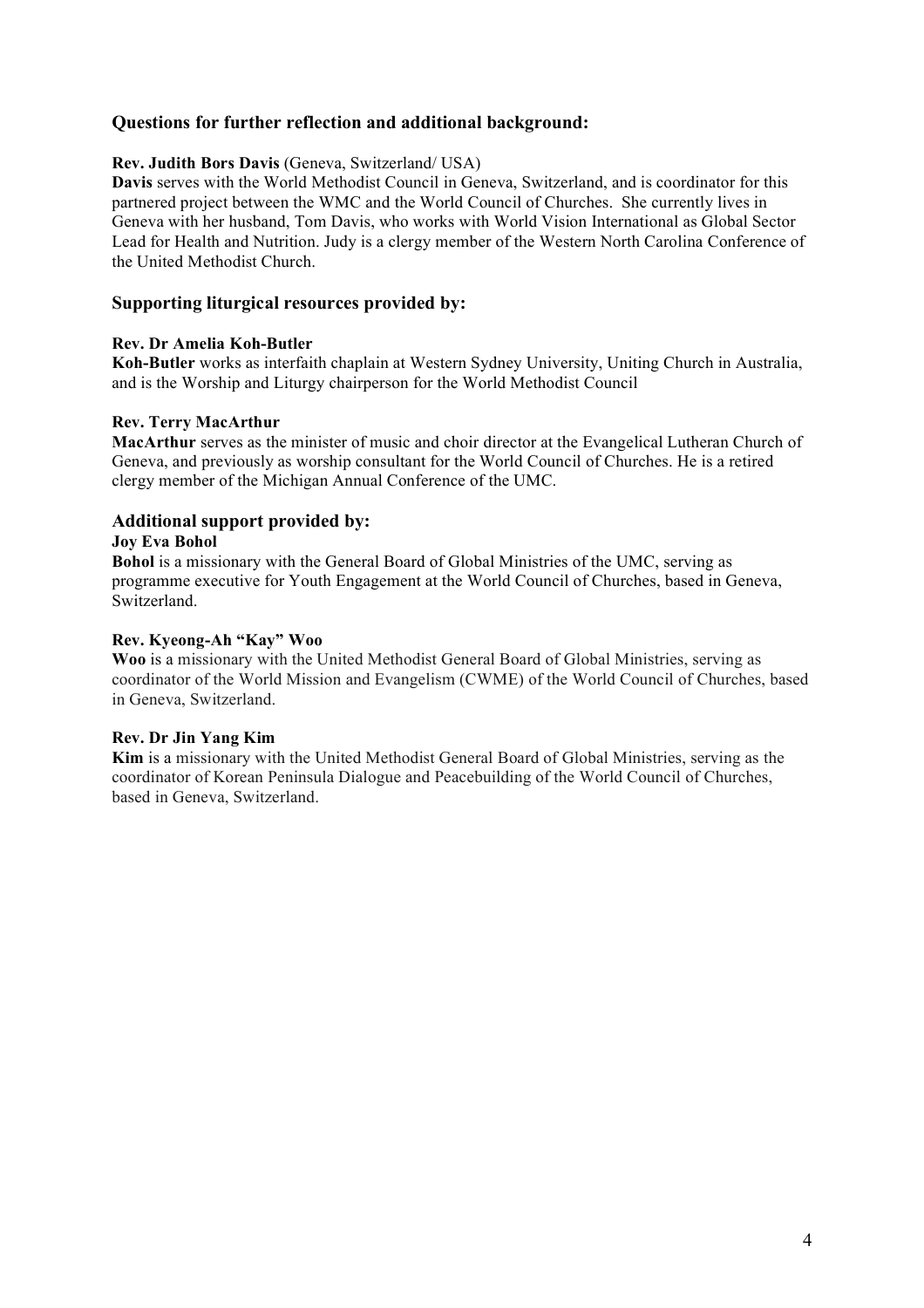## Questions for further reflection and additional background:

**Rev. Judith Bors Davis** (Geneva, Switzerland/ USA)
**Davis** serves with the World Methodist Council in Geneva, Switzerland, and is coordinator for this partnered project between the WMC and the World Council of Churches. She currently lives in Geneva with her husband, Tom Davis, who works with World Vision International as Global Sector Lead for Health and Nutrition. Judy is a clergy member of the Western North Carolina Conference of the United Methodist Church.

## Supporting liturgical resources provided by:

**Rev. Dr Amelia Koh-Butler**
**Koh-Butler** works as interfaith chaplain at Western Sydney University, Uniting Church in Australia, and is the Worship and Liturgy chairperson for the World Methodist Council

**Rev. Terry MacArthur**
**MacArthur** serves as the minister of music and choir director at the Evangelical Lutheran Church of Geneva, and previously as worship consultant for the World Council of Churches. He is a retired clergy member of the Michigan Annual Conference of the UMC.

## Additional support provided by:

**Joy Eva Bohol**
**Bohol** is a missionary with the General Board of Global Ministries of the UMC, serving as programme executive for Youth Engagement at the World Council of Churches, based in Geneva, Switzerland.

**Rev. Kyeong-Ah "Kay" Woo**
**Woo** is a missionary with the United Methodist General Board of Global Ministries, serving as coordinator of the World Mission and Evangelism (CWME) of the World Council of Churches, based in Geneva, Switzerland.

**Rev. Dr Jin Yang Kim**
**Kim** is a missionary with the United Methodist General Board of Global Ministries, serving as the coordinator of Korean Peninsula Dialogue and Peacebuilding of the World Council of Churches, based in Geneva, Switzerland.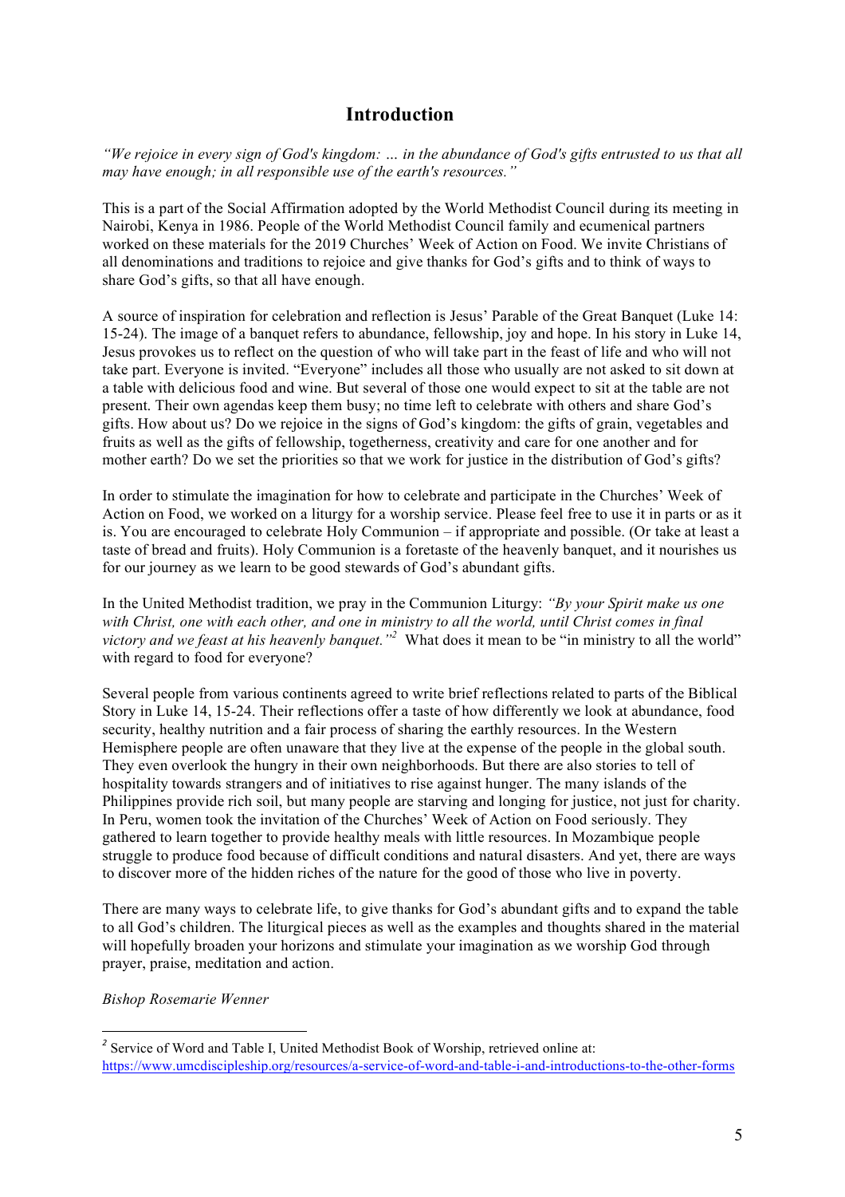# Introduction

*"We rejoice in every sign of God's kingdom: … in the abundance of God's gifts entrusted to us that all may have enough; in all responsible use of the earth's resources."*

This is a part of the Social Affirmation adopted by the World Methodist Council during its meeting in Nairobi, Kenya in 1986. People of the World Methodist Council family and ecumenical partners worked on these materials for the 2019 Churches' Week of Action on Food. We invite Christians of all denominations and traditions to rejoice and give thanks for God's gifts and to think of ways to share God's gifts, so that all have enough.

A source of inspiration for celebration and reflection is Jesus' Parable of the Great Banquet (Luke 14: 15-24). The image of a banquet refers to abundance, fellowship, joy and hope. In his story in Luke 14, Jesus provokes us to reflect on the question of who will take part in the feast of life and who will not take part. Everyone is invited. "Everyone" includes all those who usually are not asked to sit down at a table with delicious food and wine. But several of those one would expect to sit at the table are not present. Their own agendas keep them busy; no time left to celebrate with others and share God's gifts. How about us? Do we rejoice in the signs of God's kingdom: the gifts of grain, vegetables and fruits as well as the gifts of fellowship, togetherness, creativity and care for one another and for mother earth? Do we set the priorities so that we work for justice in the distribution of God's gifts?

In order to stimulate the imagination for how to celebrate and participate in the Churches' Week of Action on Food, we worked on a liturgy for a worship service. Please feel free to use it in parts or as it is. You are encouraged to celebrate Holy Communion – if appropriate and possible. (Or take at least a taste of bread and fruits). Holy Communion is a foretaste of the heavenly banquet, and it nourishes us for our journey as we learn to be good stewards of God's abundant gifts.

In the United Methodist tradition, we pray in the Communion Liturgy: *"By your Spirit make us one with Christ, one with each other, and one in ministry to all the world, until Christ comes in final victory and we feast at his heavenly banquet."*[2] What does it mean to be "in ministry to all the world" with regard to food for everyone?

Several people from various continents agreed to write brief reflections related to parts of the Biblical Story in Luke 14, 15-24. Their reflections offer a taste of how differently we look at abundance, food security, healthy nutrition and a fair process of sharing the earthly resources. In the Western Hemisphere people are often unaware that they live at the expense of the people in the global south. They even overlook the hungry in their own neighborhoods. But there are also stories to tell of hospitality towards strangers and of initiatives to rise against hunger. The many islands of the Philippines provide rich soil, but many people are starving and longing for justice, not just for charity. In Peru, women took the invitation of the Churches' Week of Action on Food seriously. They gathered to learn together to provide healthy meals with little resources. In Mozambique people struggle to produce food because of difficult conditions and natural disasters. And yet, there are ways to discover more of the hidden riches of the nature for the good of those who live in poverty.

There are many ways to celebrate life, to give thanks for God's abundant gifts and to expand the table to all God's children. The liturgical pieces as well as the examples and thoughts shared in the material will hopefully broaden your horizons and stimulate your imagination as we worship God through prayer, praise, meditation and action.

*Bishop Rosemarie Wenner*

---

[2] Service of Word and Table I, United Methodist Book of Worship, retrieved online at: https://www.umcdiscipleship.org/resources/a-service-of-word-and-table-i-and-introductions-to-the-other-forms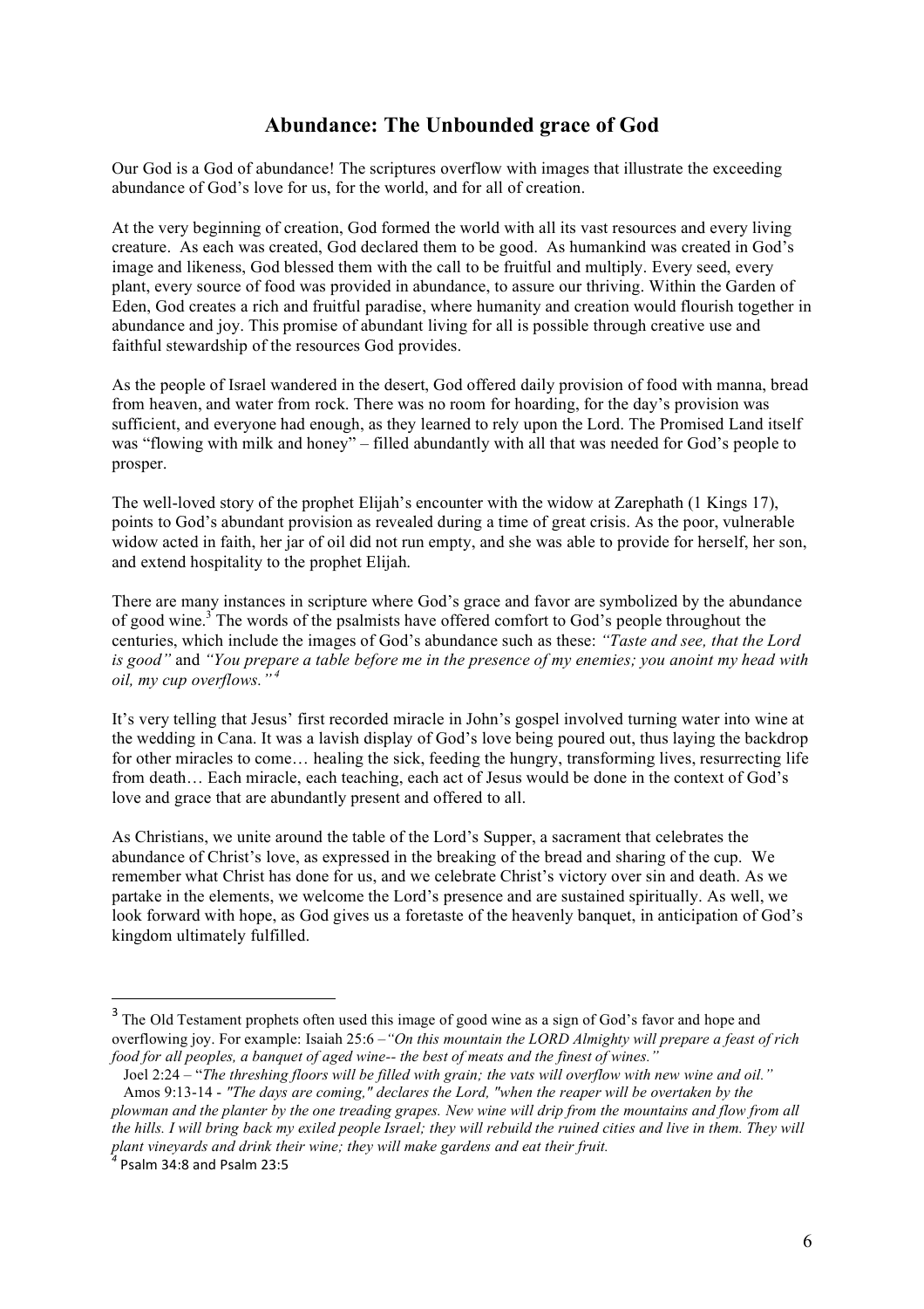## Abundance: The Unbounded grace of God

Our God is a God of abundance! The scriptures overflow with images that illustrate the exceeding abundance of God's love for us, for the world, and for all of creation.

At the very beginning of creation, God formed the world with all its vast resources and every living creature. As each was created, God declared them to be good. As humankind was created in God's image and likeness, God blessed them with the call to be fruitful and multiply. Every seed, every plant, every source of food was provided in abundance, to assure our thriving. Within the Garden of Eden, God creates a rich and fruitful paradise, where humanity and creation would flourish together in abundance and joy. This promise of abundant living for all is possible through creative use and faithful stewardship of the resources God provides.

As the people of Israel wandered in the desert, God offered daily provision of food with manna, bread from heaven, and water from rock. There was no room for hoarding, for the day's provision was sufficient, and everyone had enough, as they learned to rely upon the Lord. The Promised Land itself was "flowing with milk and honey" – filled abundantly with all that was needed for God's people to prosper.

The well-loved story of the prophet Elijah's encounter with the widow at Zarephath (1 Kings 17), points to God's abundant provision as revealed during a time of great crisis. As the poor, vulnerable widow acted in faith, her jar of oil did not run empty, and she was able to provide for herself, her son, and extend hospitality to the prophet Elijah.

There are many instances in scripture where God's grace and favor are symbolized by the abundance of good wine.[3] The words of the psalmists have offered comfort to God's people throughout the centuries, which include the images of God's abundance such as these: *"Taste and see, that the Lord is good"* and *"You prepare a table before me in the presence of my enemies; you anoint my head with oil, my cup overflows."*[4]

It's very telling that Jesus' first recorded miracle in John's gospel involved turning water into wine at the wedding in Cana. It was a lavish display of God's love being poured out, thus laying the backdrop for other miracles to come… healing the sick, feeding the hungry, transforming lives, resurrecting life from death… Each miracle, each teaching, each act of Jesus would be done in the context of God's love and grace that are abundantly present and offered to all.

As Christians, we unite around the table of the Lord's Supper, a sacrament that celebrates the abundance of Christ's love, as expressed in the breaking of the bread and sharing of the cup. We remember what Christ has done for us, and we celebrate Christ's victory over sin and death. As we partake in the elements, we welcome the Lord's presence and are sustained spiritually. As well, we look forward with hope, as God gives us a foretaste of the heavenly banquet, in anticipation of God's kingdom ultimately fulfilled.

---

[3] The Old Testament prophets often used this image of good wine as a sign of God's favor and hope and overflowing joy. For example: Isaiah 25:6 –*"On this mountain the LORD Almighty will prepare a feast of rich food for all peoples, a banquet of aged wine-- the best of meats and the finest of wines."*
Joel 2:24 – "*The threshing floors will be filled with grain; the vats will overflow with new wine and oil."*
Amos 9:13-14 - *"The days are coming," declares the Lord, "when the reaper will be overtaken by the plowman and the planter by the one treading grapes. New wine will drip from the mountains and flow from all the hills. I will bring back my exiled people Israel; they will rebuild the ruined cities and live in them. They will plant vineyards and drink their wine; they will make gardens and eat their fruit.*

[4] Psalm 34:8 and Psalm 23:5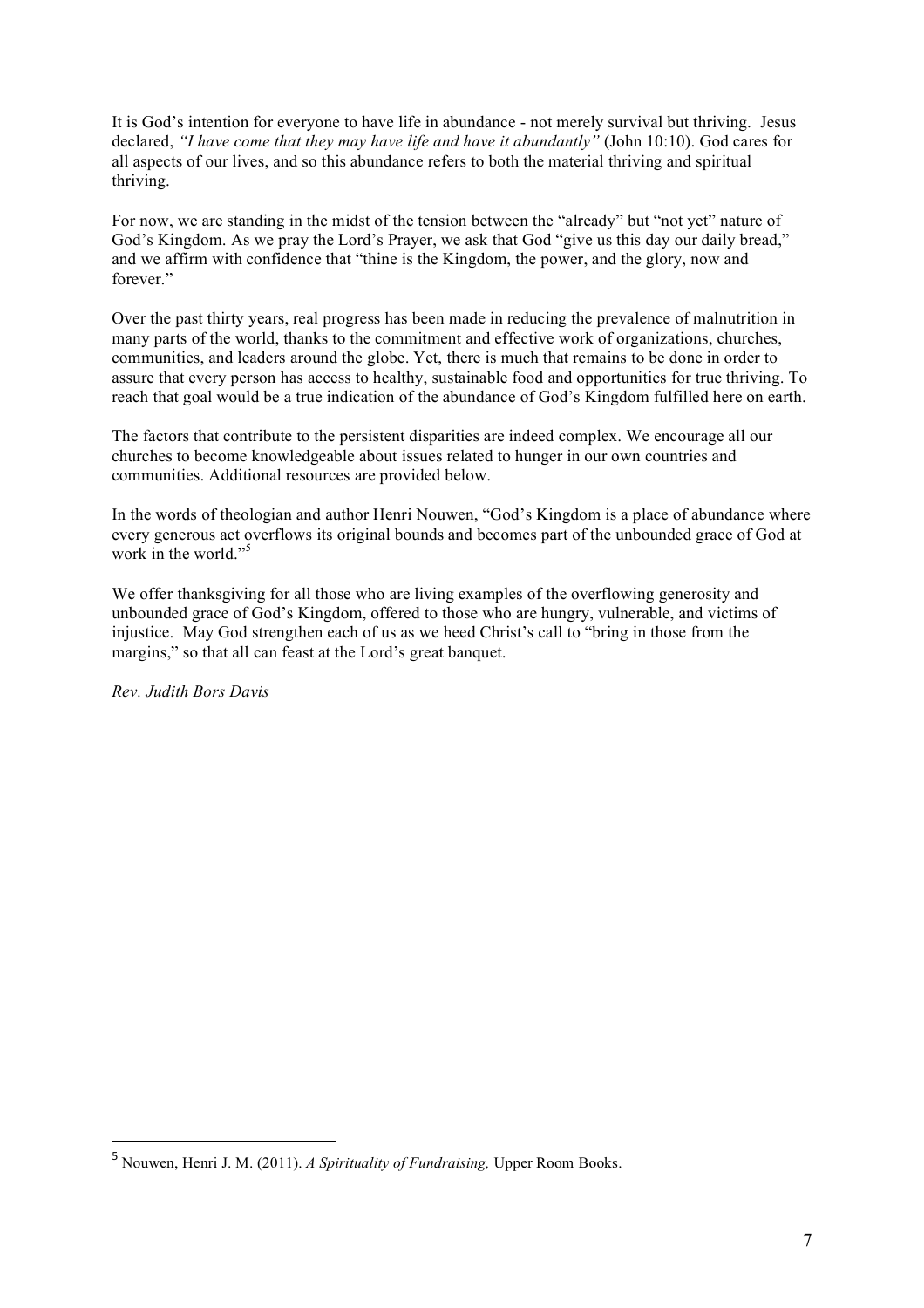It is God's intention for everyone to have life in abundance - not merely survival but thriving. Jesus declared, *"I have come that they may have life and have it abundantly"* (John 10:10). God cares for all aspects of our lives, and so this abundance refers to both the material thriving and spiritual thriving.

For now, we are standing in the midst of the tension between the "already" but "not yet" nature of God's Kingdom. As we pray the Lord's Prayer, we ask that God "give us this day our daily bread," and we affirm with confidence that "thine is the Kingdom, the power, and the glory, now and forever."

Over the past thirty years, real progress has been made in reducing the prevalence of malnutrition in many parts of the world, thanks to the commitment and effective work of organizations, churches, communities, and leaders around the globe. Yet, there is much that remains to be done in order to assure that every person has access to healthy, sustainable food and opportunities for true thriving. To reach that goal would be a true indication of the abundance of God's Kingdom fulfilled here on earth.

The factors that contribute to the persistent disparities are indeed complex. We encourage all our churches to become knowledgeable about issues related to hunger in our own countries and communities. Additional resources are provided below.

In the words of theologian and author Henri Nouwen, "God's Kingdom is a place of abundance where every generous act overflows its original bounds and becomes part of the unbounded grace of God at work in the world."[5]

We offer thanksgiving for all those who are living examples of the overflowing generosity and unbounded grace of God's Kingdom, offered to those who are hungry, vulnerable, and victims of injustice. May God strengthen each of us as we heed Christ's call to "bring in those from the margins," so that all can feast at the Lord's great banquet.

*Rev. Judith Bors Davis*

---

[5] Nouwen, Henri J. M. (2011). *A Spirituality of Fundraising,* Upper Room Books.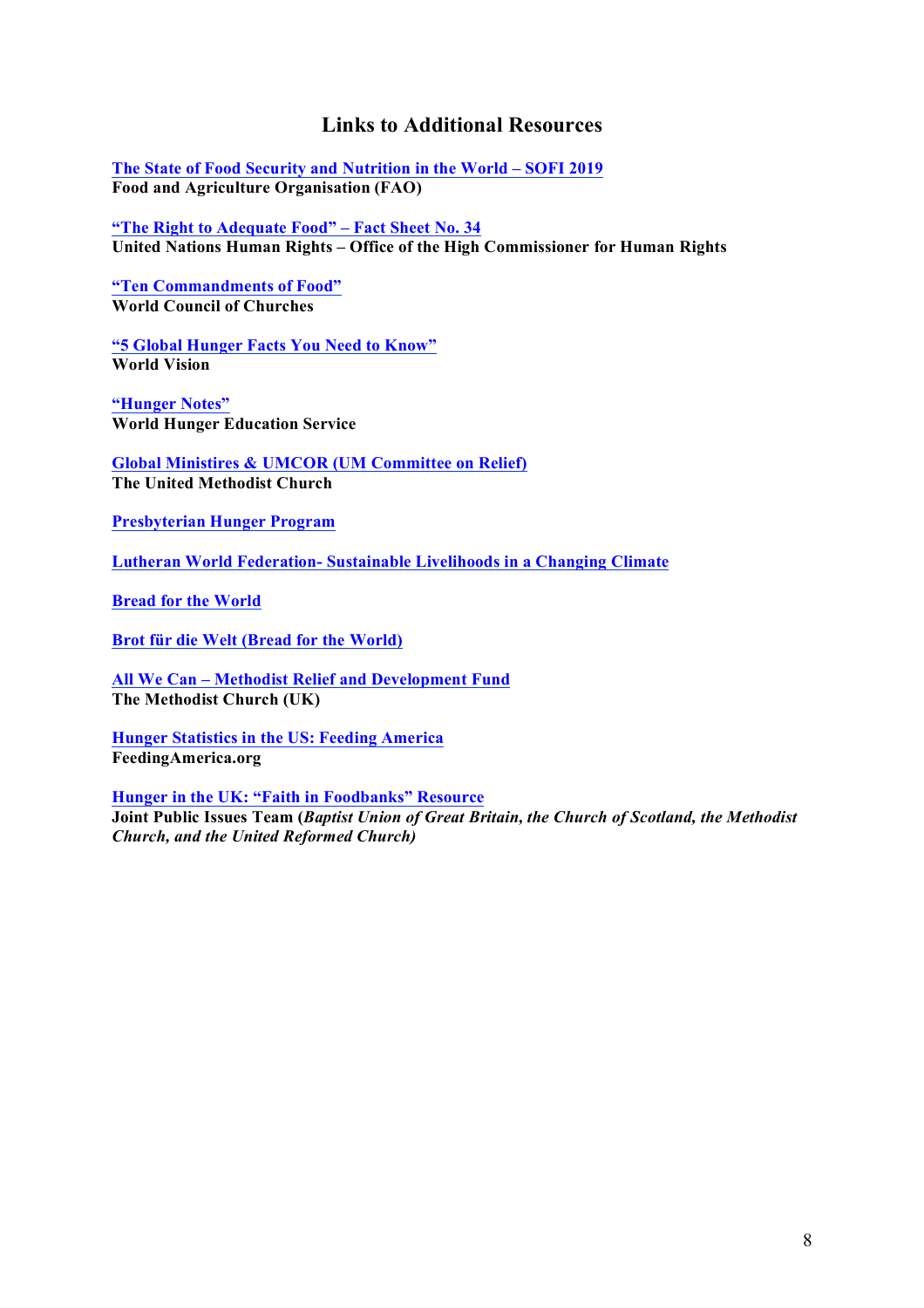## Links to Additional Resources

**The State of Food Security and Nutrition in the World – SOFI 2019**
**Food and Agriculture Organisation (FAO)**

**"The Right to Adequate Food" – Fact Sheet No. 34**
**United Nations Human Rights – Office of the High Commissioner for Human Rights**

**"Ten Commandments of Food"**
**World Council of Churches**

**"5 Global Hunger Facts You Need to Know"**
**World Vision**

**"Hunger Notes"**
**World Hunger Education Service**

**Global Ministires & UMCOR (UM Committee on Relief)**
**The United Methodist Church**

**Presbyterian Hunger Program**

**Lutheran World Federation- Sustainable Livelihoods in a Changing Climate**

**Bread for the World**

**Brot für die Welt (Bread for the World)**

**All We Can – Methodist Relief and Development Fund**
**The Methodist Church (UK)**

**Hunger Statistics in the US: Feeding America**
**FeedingAmerica.org**

**Hunger in the UK: "Faith in Foodbanks" Resource**
**Joint Public Issues Team (*Baptist Union of Great Britain, the Church of Scotland, the Methodist Church, and the United Reformed Church*)**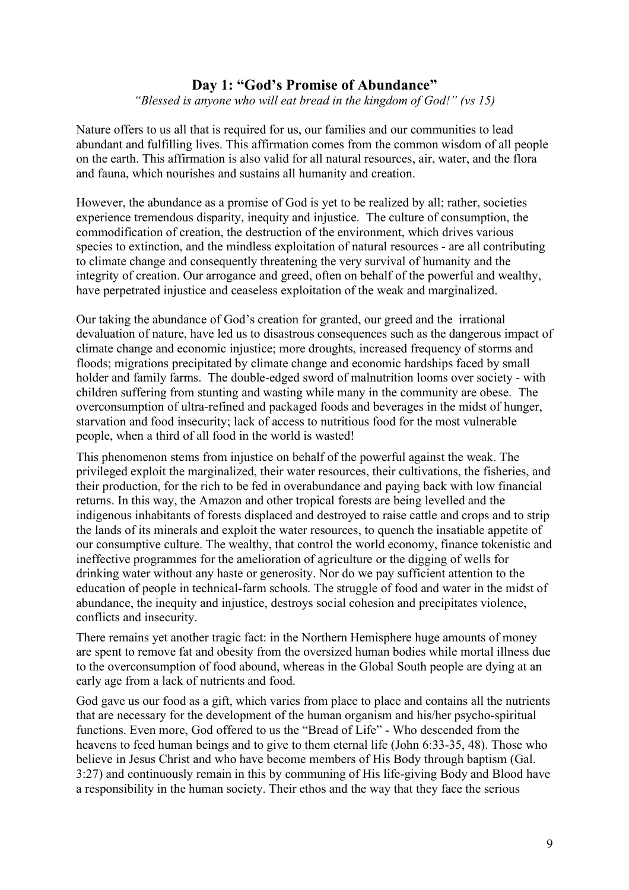## Day 1: "God's Promise of Abundance"

*"Blessed is anyone who will eat bread in the kingdom of God!" (vs 15)*

Nature offers to us all that is required for us, our families and our communities to lead abundant and fulfilling lives. This affirmation comes from the common wisdom of all people on the earth. This affirmation is also valid for all natural resources, air, water, and the flora and fauna, which nourishes and sustains all humanity and creation.

However, the abundance as a promise of God is yet to be realized by all; rather, societies experience tremendous disparity, inequity and injustice. The culture of consumption, the commodification of creation, the destruction of the environment, which drives various species to extinction, and the mindless exploitation of natural resources - are all contributing to climate change and consequently threatening the very survival of humanity and the integrity of creation. Our arrogance and greed, often on behalf of the powerful and wealthy, have perpetrated injustice and ceaseless exploitation of the weak and marginalized.

Our taking the abundance of God's creation for granted, our greed and the irrational devaluation of nature, have led us to disastrous consequences such as the dangerous impact of climate change and economic injustice; more droughts, increased frequency of storms and floods; migrations precipitated by climate change and economic hardships faced by small holder and family farms. The double-edged sword of malnutrition looms over society - with children suffering from stunting and wasting while many in the community are obese. The overconsumption of ultra-refined and packaged foods and beverages in the midst of hunger, starvation and food insecurity; lack of access to nutritious food for the most vulnerable people, when a third of all food in the world is wasted!

This phenomenon stems from injustice on behalf of the powerful against the weak. The privileged exploit the marginalized, their water resources, their cultivations, the fisheries, and their production, for the rich to be fed in overabundance and paying back with low financial returns. In this way, the Amazon and other tropical forests are being levelled and the indigenous inhabitants of forests displaced and destroyed to raise cattle and crops and to strip the lands of its minerals and exploit the water resources, to quench the insatiable appetite of our consumptive culture. The wealthy, that control the world economy, finance tokenistic and ineffective programmes for the amelioration of agriculture or the digging of wells for drinking water without any haste or generosity. Nor do we pay sufficient attention to the education of people in technical-farm schools. The struggle of food and water in the midst of abundance, the inequity and injustice, destroys social cohesion and precipitates violence, conflicts and insecurity.

There remains yet another tragic fact: in the Northern Hemisphere huge amounts of money are spent to remove fat and obesity from the oversized human bodies while mortal illness due to the overconsumption of food abound, whereas in the Global South people are dying at an early age from a lack of nutrients and food.

God gave us our food as a gift, which varies from place to place and contains all the nutrients that are necessary for the development of the human organism and his/her psycho-spiritual functions. Even more, God offered to us the "Bread of Life" - Who descended from the heavens to feed human beings and to give to them eternal life (John 6:33-35, 48). Those who believe in Jesus Christ and who have become members of His Body through baptism (Gal. 3:27) and continuously remain in this by communing of His life-giving Body and Blood have a responsibility in the human society. Their ethos and the way that they face the serious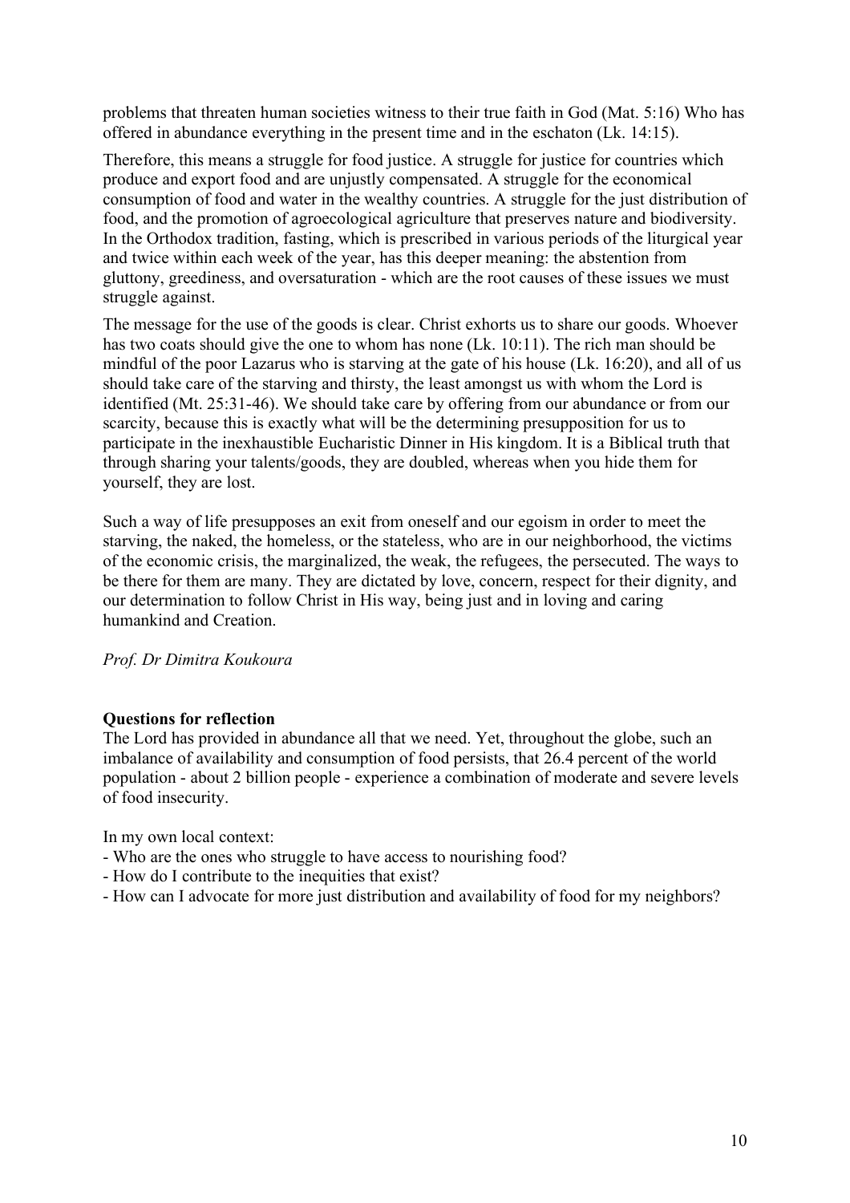problems that threaten human societies witness to their true faith in God (Mat. 5:16) Who has offered in abundance everything in the present time and in the eschaton (Lk. 14:15).

Therefore, this means a struggle for food justice. A struggle for justice for countries which produce and export food and are unjustly compensated. A struggle for the economical consumption of food and water in the wealthy countries. A struggle for the just distribution of food, and the promotion of agroecological agriculture that preserves nature and biodiversity. In the Orthodox tradition, fasting, which is prescribed in various periods of the liturgical year and twice within each week of the year, has this deeper meaning: the abstention from gluttony, greediness, and oversaturation - which are the root causes of these issues we must struggle against.

The message for the use of the goods is clear. Christ exhorts us to share our goods. Whoever has two coats should give the one to whom has none (Lk. 10:11). The rich man should be mindful of the poor Lazarus who is starving at the gate of his house (Lk. 16:20), and all of us should take care of the starving and thirsty, the least amongst us with whom the Lord is identified (Mt. 25:31-46). We should take care by offering from our abundance or from our scarcity, because this is exactly what will be the determining presupposition for us to participate in the inexhaustible Eucharistic Dinner in His kingdom. It is a Biblical truth that through sharing your talents/goods, they are doubled, whereas when you hide them for yourself, they are lost.

Such a way of life presupposes an exit from oneself and our egoism in order to meet the starving, the naked, the homeless, or the stateless, who are in our neighborhood, the victims of the economic crisis, the marginalized, the weak, the refugees, the persecuted. The ways to be there for them are many. They are dictated by love, concern, respect for their dignity, and our determination to follow Christ in His way, being just and in loving and caring humankind and Creation.

*Prof. Dr Dimitra Koukoura*

**Questions for reflection**

The Lord has provided in abundance all that we need. Yet, throughout the globe, such an imbalance of availability and consumption of food persists, that 26.4 percent of the world population - about 2 billion people - experience a combination of moderate and severe levels of food insecurity.

In my own local context:

- Who are the ones who struggle to have access to nourishing food?
- How do I contribute to the inequities that exist?
- How can I advocate for more just distribution and availability of food for my neighbors?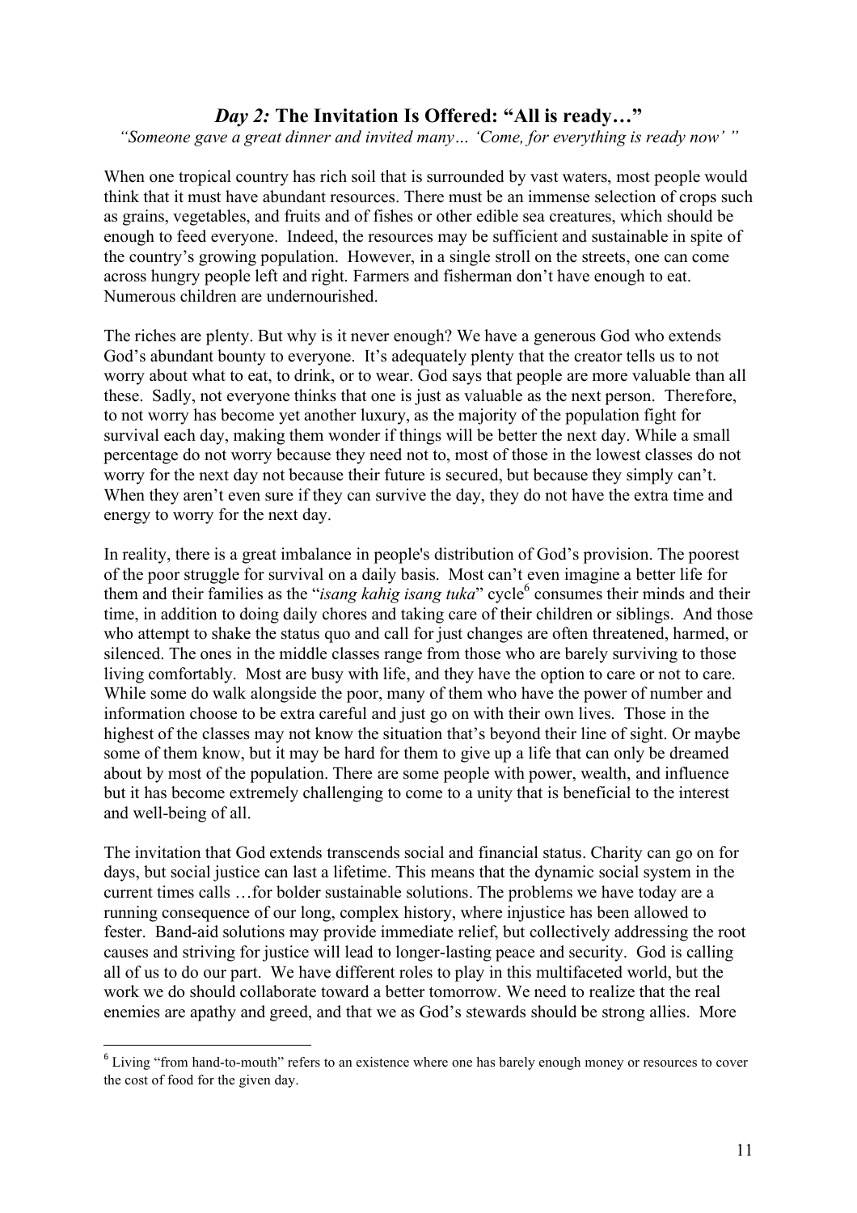## *Day 2:* The Invitation Is Offered: "All is ready…"

*"Someone gave a great dinner and invited many… 'Come, for everything is ready now' "*

When one tropical country has rich soil that is surrounded by vast waters, most people would think that it must have abundant resources. There must be an immense selection of crops such as grains, vegetables, and fruits and of fishes or other edible sea creatures, which should be enough to feed everyone. Indeed, the resources may be sufficient and sustainable in spite of the country's growing population. However, in a single stroll on the streets, one can come across hungry people left and right. Farmers and fisherman don't have enough to eat. Numerous children are undernourished.

The riches are plenty. But why is it never enough? We have a generous God who extends God's abundant bounty to everyone. It's adequately plenty that the creator tells us to not worry about what to eat, to drink, or to wear. God says that people are more valuable than all these. Sadly, not everyone thinks that one is just as valuable as the next person. Therefore, to not worry has become yet another luxury, as the majority of the population fight for survival each day, making them wonder if things will be better the next day. While a small percentage do not worry because they need not to, most of those in the lowest classes do not worry for the next day not because their future is secured, but because they simply can't. When they aren't even sure if they can survive the day, they do not have the extra time and energy to worry for the next day.

In reality, there is a great imbalance in people's distribution of God's provision. The poorest of the poor struggle for survival on a daily basis. Most can't even imagine a better life for them and their families as the "*isang kahig isang tuka*" cycle[6] consumes their minds and their time, in addition to doing daily chores and taking care of their children or siblings. And those who attempt to shake the status quo and call for just changes are often threatened, harmed, or silenced. The ones in the middle classes range from those who are barely surviving to those living comfortably. Most are busy with life, and they have the option to care or not to care. While some do walk alongside the poor, many of them who have the power of number and information choose to be extra careful and just go on with their own lives. Those in the highest of the classes may not know the situation that's beyond their line of sight. Or maybe some of them know, but it may be hard for them to give up a life that can only be dreamed about by most of the population. There are some people with power, wealth, and influence but it has become extremely challenging to come to a unity that is beneficial to the interest and well-being of all.

The invitation that God extends transcends social and financial status. Charity can go on for days, but social justice can last a lifetime. This means that the dynamic social system in the current times calls …for bolder sustainable solutions. The problems we have today are a running consequence of our long, complex history, where injustice has been allowed to fester. Band-aid solutions may provide immediate relief, but collectively addressing the root causes and striving for justice will lead to longer-lasting peace and security. God is calling all of us to do our part. We have different roles to play in this multifaceted world, but the work we do should collaborate toward a better tomorrow. We need to realize that the real enemies are apathy and greed, and that we as God's stewards should be strong allies. More

---

[6] Living "from hand-to-mouth" refers to an existence where one has barely enough money or resources to cover the cost of food for the given day.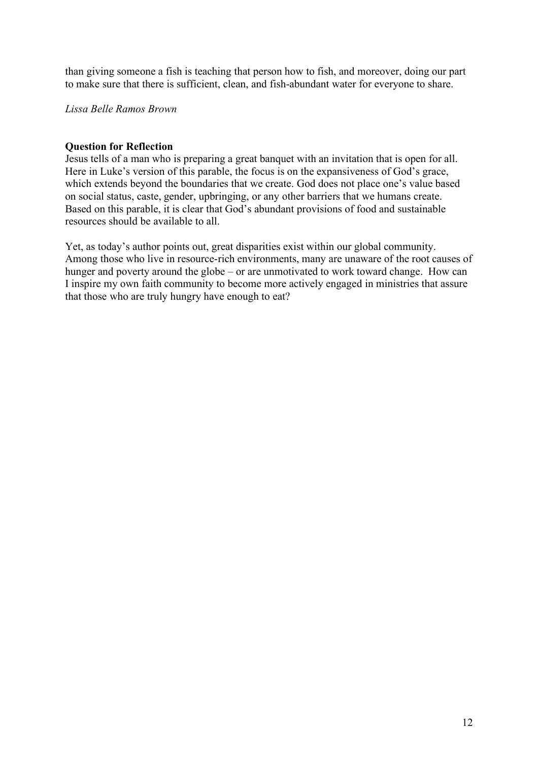than giving someone a fish is teaching that person how to fish, and moreover, doing our part to make sure that there is sufficient, clean, and fish-abundant water for everyone to share.

*Lissa Belle Ramos Brown*

**Question for Reflection**

Jesus tells of a man who is preparing a great banquet with an invitation that is open for all. Here in Luke's version of this parable, the focus is on the expansiveness of God's grace, which extends beyond the boundaries that we create. God does not place one's value based on social status, caste, gender, upbringing, or any other barriers that we humans create. Based on this parable, it is clear that God's abundant provisions of food and sustainable resources should be available to all.

Yet, as today's author points out, great disparities exist within our global community. Among those who live in resource-rich environments, many are unaware of the root causes of hunger and poverty around the globe – or are unmotivated to work toward change. How can I inspire my own faith community to become more actively engaged in ministries that assure that those who are truly hungry have enough to eat?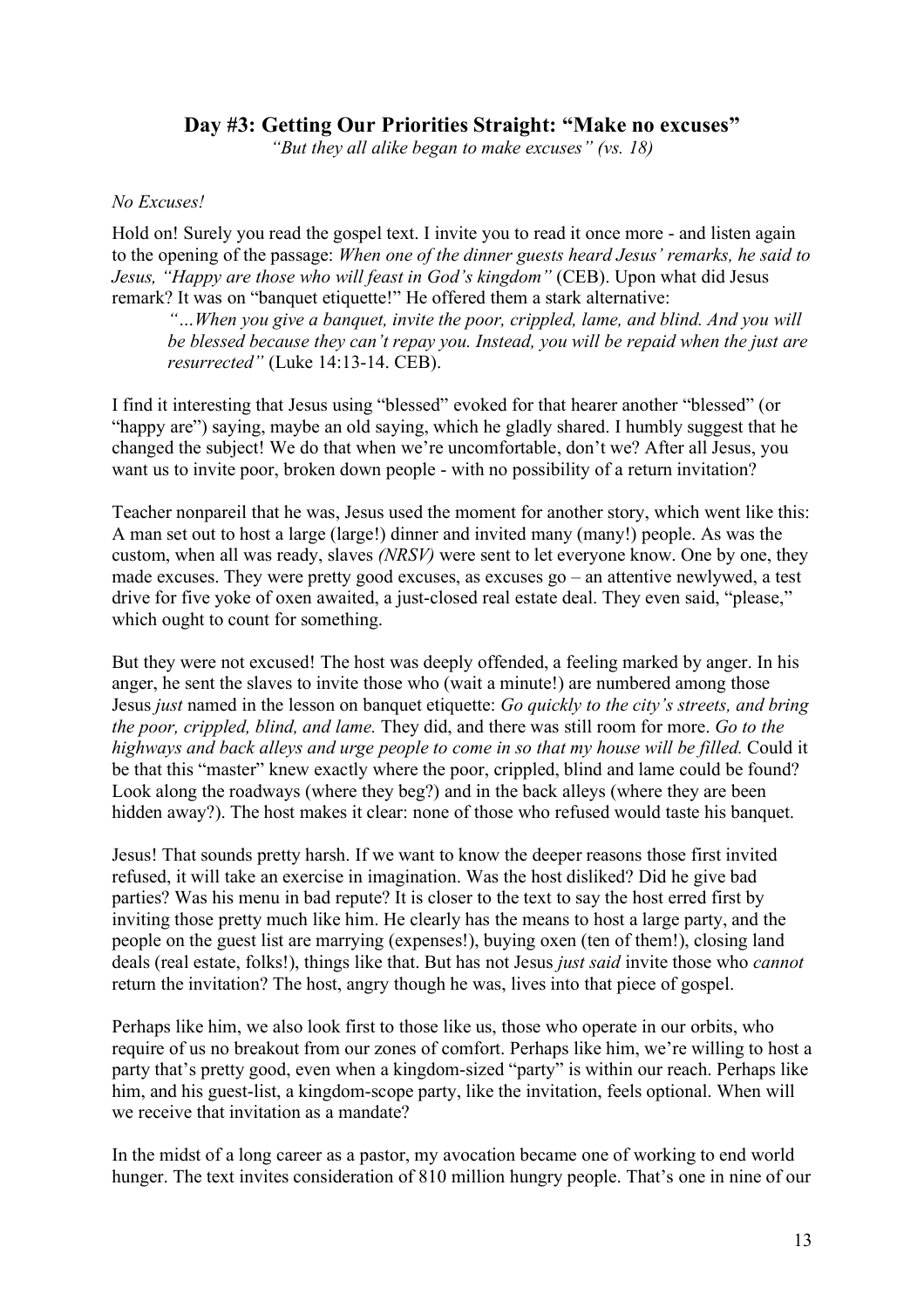## Day #3: Getting Our Priorities Straight: "Make no excuses"

*"But they all alike began to make excuses" (vs. 18)*

*No Excuses!*

Hold on! Surely you read the gospel text. I invite you to read it once more - and listen again to the opening of the passage: *When one of the dinner guests heard Jesus' remarks, he said to Jesus, "Happy are those who will feast in God's kingdom"* (CEB). Upon what did Jesus remark? It was on "banquet etiquette!" He offered them a stark alternative:

> *"…When you give a banquet, invite the poor, crippled, lame, and blind. And you will be blessed because they can't repay you. Instead, you will be repaid when the just are resurrected"* (Luke 14:13-14. CEB).

I find it interesting that Jesus using "blessed" evoked for that hearer another "blessed" (or "happy are") saying, maybe an old saying, which he gladly shared. I humbly suggest that he changed the subject! We do that when we're uncomfortable, don't we? After all Jesus, you want us to invite poor, broken down people - with no possibility of a return invitation?

Teacher nonpareil that he was, Jesus used the moment for another story, which went like this: A man set out to host a large (large!) dinner and invited many (many!) people. As was the custom, when all was ready, slaves *(NRSV)* were sent to let everyone know. One by one, they made excuses. They were pretty good excuses, as excuses go – an attentive newlywed, a test drive for five yoke of oxen awaited, a just-closed real estate deal. They even said, "please," which ought to count for something.

But they were not excused! The host was deeply offended, a feeling marked by anger. In his anger, he sent the slaves to invite those who (wait a minute!) are numbered among those Jesus *just* named in the lesson on banquet etiquette: *Go quickly to the city's streets, and bring the poor, crippled, blind, and lame.* They did, and there was still room for more. *Go to the highways and back alleys and urge people to come in so that my house will be filled.* Could it be that this "master" knew exactly where the poor, crippled, blind and lame could be found? Look along the roadways (where they beg?) and in the back alleys (where they are been hidden away?). The host makes it clear: none of those who refused would taste his banquet.

Jesus! That sounds pretty harsh. If we want to know the deeper reasons those first invited refused, it will take an exercise in imagination. Was the host disliked? Did he give bad parties? Was his menu in bad repute? It is closer to the text to say the host erred first by inviting those pretty much like him. He clearly has the means to host a large party, and the people on the guest list are marrying (expenses!), buying oxen (ten of them!), closing land deals (real estate, folks!), things like that. But has not Jesus *just said* invite those who *cannot* return the invitation? The host, angry though he was, lives into that piece of gospel.

Perhaps like him, we also look first to those like us, those who operate in our orbits, who require of us no breakout from our zones of comfort. Perhaps like him, we're willing to host a party that's pretty good, even when a kingdom-sized "party" is within our reach. Perhaps like him, and his guest-list, a kingdom-scope party, like the invitation, feels optional. When will we receive that invitation as a mandate?

In the midst of a long career as a pastor, my avocation became one of working to end world hunger. The text invites consideration of 810 million hungry people. That's one in nine of our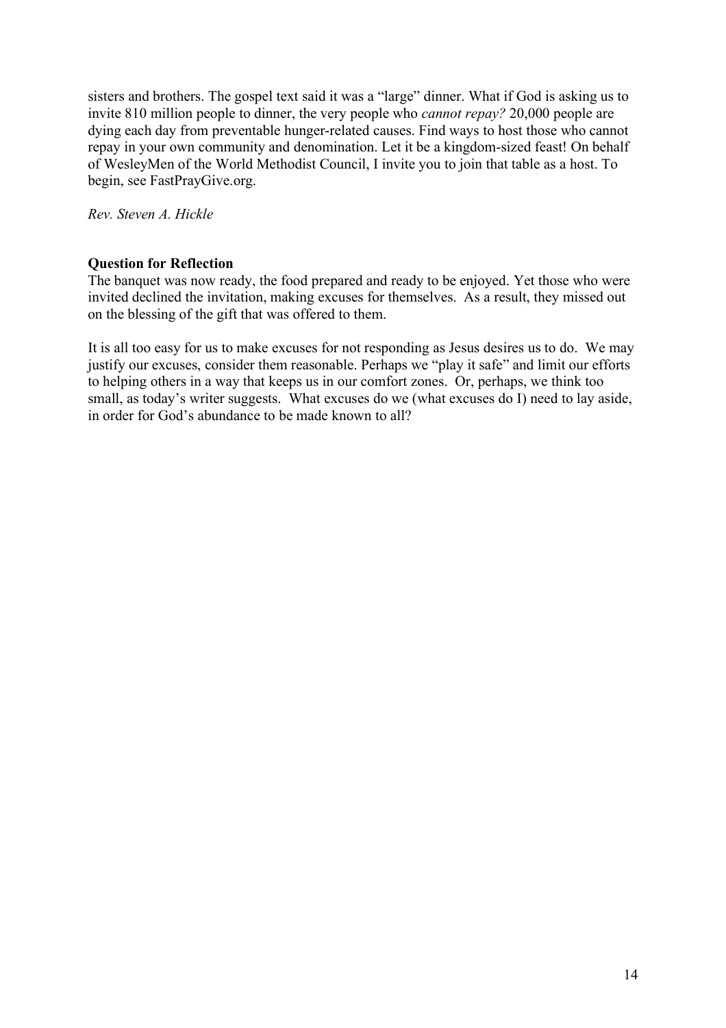sisters and brothers. The gospel text said it was a "large" dinner. What if God is asking us to invite 810 million people to dinner, the very people who *cannot repay?* 20,000 people are dying each day from preventable hunger-related causes. Find ways to host those who cannot repay in your own community and denomination. Let it be a kingdom-sized feast! On behalf of WesleyMen of the World Methodist Council, I invite you to join that table as a host. To begin, see FastPrayGive.org.

*Rev. Steven A. Hickle*

**Question for Reflection**

The banquet was now ready, the food prepared and ready to be enjoyed. Yet those who were invited declined the invitation, making excuses for themselves. As a result, they missed out on the blessing of the gift that was offered to them.

It is all too easy for us to make excuses for not responding as Jesus desires us to do. We may justify our excuses, consider them reasonable. Perhaps we "play it safe" and limit our efforts to helping others in a way that keeps us in our comfort zones. Or, perhaps, we think too small, as today's writer suggests. What excuses do we (what excuses do I) need to lay aside, in order for God's abundance to be made known to all?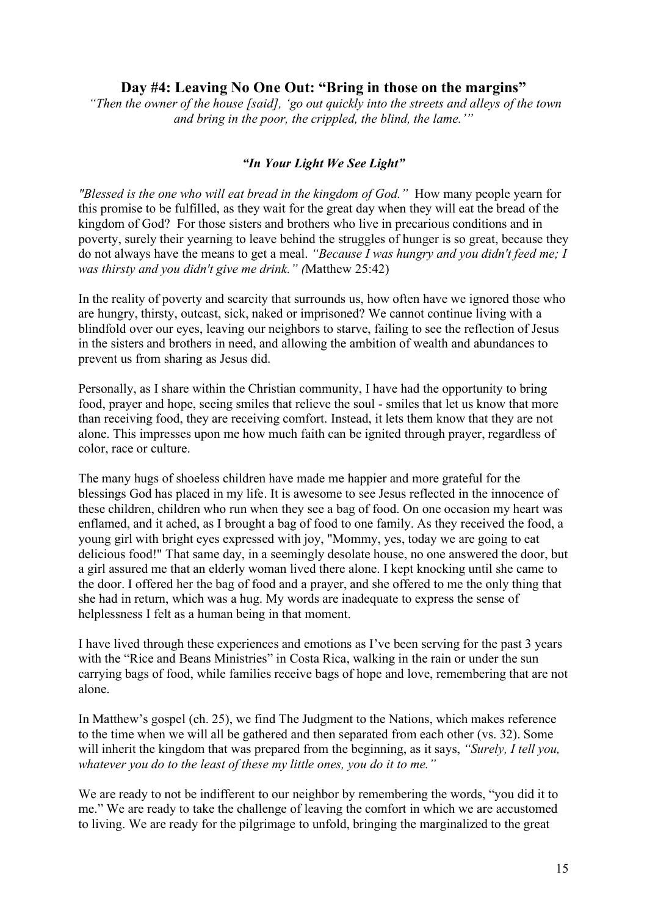## Day #4: Leaving No One Out: "Bring in those on the margins"

*"Then the owner of the house [said], 'go out quickly into the streets and alleys of the town and bring in the poor, the crippled, the blind, the lame.'"*

### *"In Your Light We See Light"*

*"Blessed is the one who will eat bread in the kingdom of God."* How many people yearn for this promise to be fulfilled, as they wait for the great day when they will eat the bread of the kingdom of God? For those sisters and brothers who live in precarious conditions and in poverty, surely their yearning to leave behind the struggles of hunger is so great, because they do not always have the means to get a meal. *"Because I was hungry and you didn't feed me; I was thirsty and you didn't give me drink." (*Matthew 25:42)

In the reality of poverty and scarcity that surrounds us, how often have we ignored those who are hungry, thirsty, outcast, sick, naked or imprisoned? We cannot continue living with a blindfold over our eyes, leaving our neighbors to starve, failing to see the reflection of Jesus in the sisters and brothers in need, and allowing the ambition of wealth and abundances to prevent us from sharing as Jesus did.

Personally, as I share within the Christian community, I have had the opportunity to bring food, prayer and hope, seeing smiles that relieve the soul - smiles that let us know that more than receiving food, they are receiving comfort. Instead, it lets them know that they are not alone. This impresses upon me how much faith can be ignited through prayer, regardless of color, race or culture.

The many hugs of shoeless children have made me happier and more grateful for the blessings God has placed in my life. It is awesome to see Jesus reflected in the innocence of these children, children who run when they see a bag of food. On one occasion my heart was enflamed, and it ached, as I brought a bag of food to one family. As they received the food, a young girl with bright eyes expressed with joy, "Mommy, yes, today we are going to eat delicious food!" That same day, in a seemingly desolate house, no one answered the door, but a girl assured me that an elderly woman lived there alone. I kept knocking until she came to the door. I offered her the bag of food and a prayer, and she offered to me the only thing that she had in return, which was a hug. My words are inadequate to express the sense of helplessness I felt as a human being in that moment.

I have lived through these experiences and emotions as I've been serving for the past 3 years with the "Rice and Beans Ministries" in Costa Rica, walking in the rain or under the sun carrying bags of food, while families receive bags of hope and love, remembering that are not alone.

In Matthew's gospel (ch. 25), we find The Judgment to the Nations, which makes reference to the time when we will all be gathered and then separated from each other (vs. 32). Some will inherit the kingdom that was prepared from the beginning, as it says, *"Surely, I tell you, whatever you do to the least of these my little ones, you do it to me."*

We are ready to not be indifferent to our neighbor by remembering the words, "you did it to me." We are ready to take the challenge of leaving the comfort in which we are accustomed to living. We are ready for the pilgrimage to unfold, bringing the marginalized to the great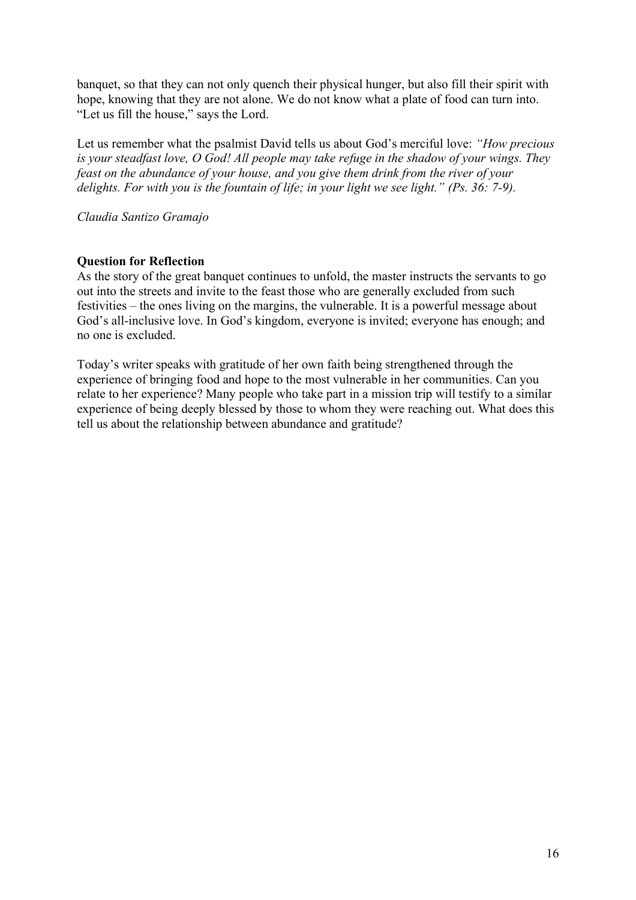banquet, so that they can not only quench their physical hunger, but also fill their spirit with hope, knowing that they are not alone. We do not know what a plate of food can turn into. "Let us fill the house," says the Lord.

Let us remember what the psalmist David tells us about God's merciful love: *"How precious is your steadfast love, O God! All people may take refuge in the shadow of your wings. They feast on the abundance of your house, and you give them drink from the river of your delights. For with you is the fountain of life; in your light we see light." (Ps. 36: 7-9).*

*Claudia Santizo Gramajo*

**Question for Reflection**

As the story of the great banquet continues to unfold, the master instructs the servants to go out into the streets and invite to the feast those who are generally excluded from such festivities – the ones living on the margins, the vulnerable. It is a powerful message about God's all-inclusive love. In God's kingdom, everyone is invited; everyone has enough; and no one is excluded.

Today's writer speaks with gratitude of her own faith being strengthened through the experience of bringing food and hope to the most vulnerable in her communities. Can you relate to her experience? Many people who take part in a mission trip will testify to a similar experience of being deeply blessed by those to whom they were reaching out. What does this tell us about the relationship between abundance and gratitude?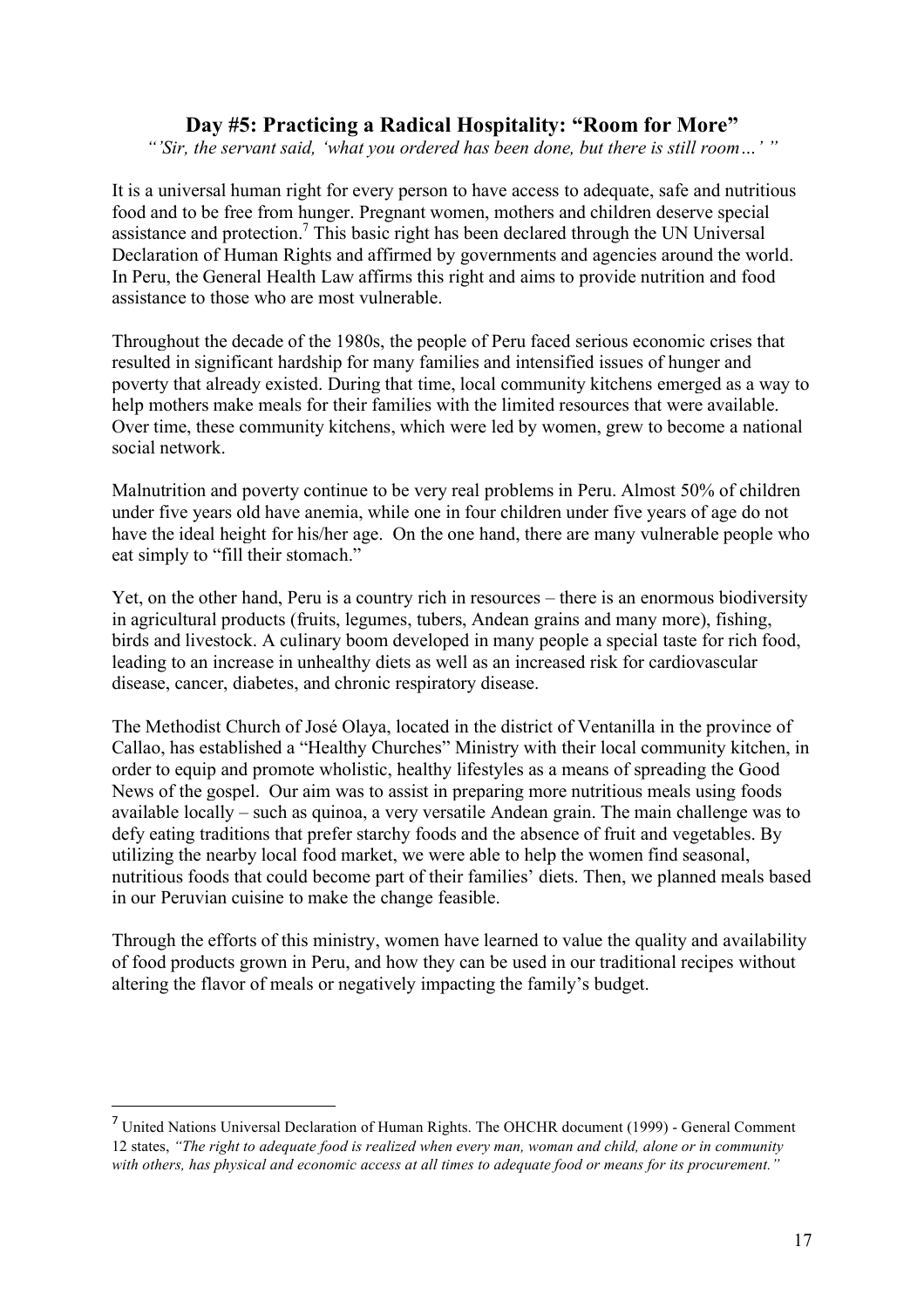## Day #5: Practicing a Radical Hospitality: "Room for More"

*"'Sir, the servant said, 'what you ordered has been done, but there is still room…' "*

It is a universal human right for every person to have access to adequate, safe and nutritious food and to be free from hunger. Pregnant women, mothers and children deserve special assistance and protection.[7] This basic right has been declared through the UN Universal Declaration of Human Rights and affirmed by governments and agencies around the world. In Peru, the General Health Law affirms this right and aims to provide nutrition and food assistance to those who are most vulnerable.

Throughout the decade of the 1980s, the people of Peru faced serious economic crises that resulted in significant hardship for many families and intensified issues of hunger and poverty that already existed. During that time, local community kitchens emerged as a way to help mothers make meals for their families with the limited resources that were available. Over time, these community kitchens, which were led by women, grew to become a national social network.

Malnutrition and poverty continue to be very real problems in Peru. Almost 50% of children under five years old have anemia, while one in four children under five years of age do not have the ideal height for his/her age. On the one hand, there are many vulnerable people who eat simply to "fill their stomach."

Yet, on the other hand, Peru is a country rich in resources – there is an enormous biodiversity in agricultural products (fruits, legumes, tubers, Andean grains and many more), fishing, birds and livestock. A culinary boom developed in many people a special taste for rich food, leading to an increase in unhealthy diets as well as an increased risk for cardiovascular disease, cancer, diabetes, and chronic respiratory disease.

The Methodist Church of José Olaya, located in the district of Ventanilla in the province of Callao, has established a "Healthy Churches" Ministry with their local community kitchen, in order to equip and promote wholistic, healthy lifestyles as a means of spreading the Good News of the gospel. Our aim was to assist in preparing more nutritious meals using foods available locally – such as quinoa, a very versatile Andean grain. The main challenge was to defy eating traditions that prefer starchy foods and the absence of fruit and vegetables. By utilizing the nearby local food market, we were able to help the women find seasonal, nutritious foods that could become part of their families' diets. Then, we planned meals based in our Peruvian cuisine to make the change feasible.

Through the efforts of this ministry, women have learned to value the quality and availability of food products grown in Peru, and how they can be used in our traditional recipes without altering the flavor of meals or negatively impacting the family's budget.

---

[7] United Nations Universal Declaration of Human Rights. The OHCHR document (1999) - General Comment 12 states, *"The right to adequate food is realized when every man, woman and child, alone or in community with others, has physical and economic access at all times to adequate food or means for its procurement."*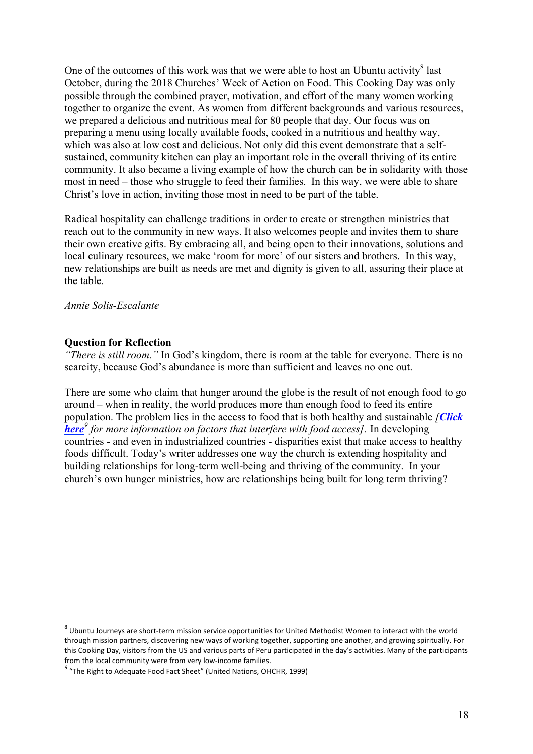One of the outcomes of this work was that we were able to host an Ubuntu activity[8] last October, during the 2018 Churches' Week of Action on Food. This Cooking Day was only possible through the combined prayer, motivation, and effort of the many women working together to organize the event. As women from different backgrounds and various resources, we prepared a delicious and nutritious meal for 80 people that day. Our focus was on preparing a menu using locally available foods, cooked in a nutritious and healthy way, which was also at low cost and delicious. Not only did this event demonstrate that a self-sustained, community kitchen can play an important role in the overall thriving of its entire community. It also became a living example of how the church can be in solidarity with those most in need – those who struggle to feed their families. In this way, we were able to share Christ's love in action, inviting those most in need to be part of the table.

Radical hospitality can challenge traditions in order to create or strengthen ministries that reach out to the community in new ways. It also welcomes people and invites them to share their own creative gifts. By embracing all, and being open to their innovations, solutions and local culinary resources, we make 'room for more' of our sisters and brothers. In this way, new relationships are built as needs are met and dignity is given to all, assuring their place at the table.

*Annie Solis-Escalante*

**Question for Reflection**

*"There is still room."* In God's kingdom, there is room at the table for everyone. There is no scarcity, because God's abundance is more than sufficient and leaves no one out.

There are some who claim that hunger around the globe is the result of not enough food to go around – when in reality, the world produces more than enough food to feed its entire population. The problem lies in the access to food that is both healthy and sustainable *[**Click here**[9] for more information on factors that interfere with food access].* In developing countries - and even in industrialized countries - disparities exist that make access to healthy foods difficult. Today's writer addresses one way the church is extending hospitality and building relationships for long-term well-being and thriving of the community. In your church's own hunger ministries, how are relationships being built for long term thriving?

---

[8] Ubuntu Journeys are short-term mission service opportunities for United Methodist Women to interact with the world through mission partners, discovering new ways of working together, supporting one another, and growing spiritually. For this Cooking Day, visitors from the US and various parts of Peru participated in the day's activities. Many of the participants from the local community were from very low-income families.

[9] "The Right to Adequate Food Fact Sheet" (United Nations, OHCHR, 1999)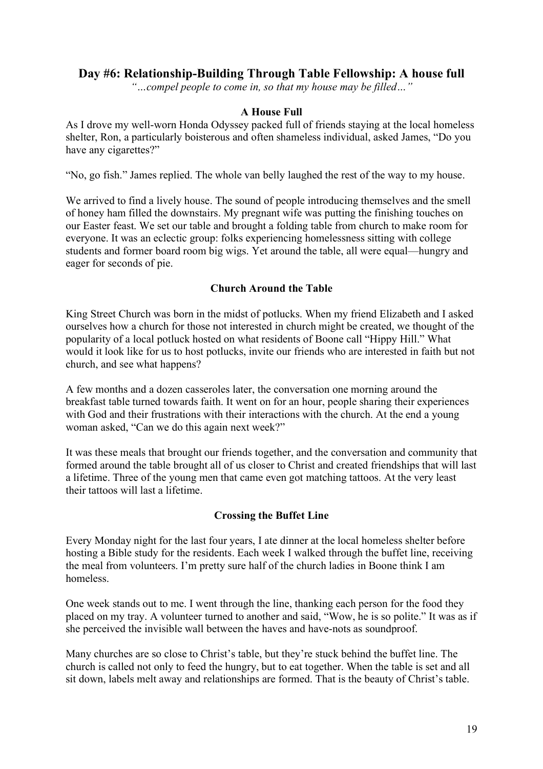## Day #6: Relationship-Building Through Table Fellowship: A house full

*"…compel people to come in, so that my house may be filled…"*

### A House Full

As I drove my well-worn Honda Odyssey packed full of friends staying at the local homeless shelter, Ron, a particularly boisterous and often shameless individual, asked James, "Do you have any cigarettes?"

"No, go fish." James replied. The whole van belly laughed the rest of the way to my house.

We arrived to find a lively house. The sound of people introducing themselves and the smell of honey ham filled the downstairs. My pregnant wife was putting the finishing touches on our Easter feast. We set our table and brought a folding table from church to make room for everyone. It was an eclectic group: folks experiencing homelessness sitting with college students and former board room big wigs. Yet around the table, all were equal—hungry and eager for seconds of pie.

### Church Around the Table

King Street Church was born in the midst of potlucks. When my friend Elizabeth and I asked ourselves how a church for those not interested in church might be created, we thought of the popularity of a local potluck hosted on what residents of Boone call "Hippy Hill." What would it look like for us to host potlucks, invite our friends who are interested in faith but not church, and see what happens?

A few months and a dozen casseroles later, the conversation one morning around the breakfast table turned towards faith. It went on for an hour, people sharing their experiences with God and their frustrations with their interactions with the church. At the end a young woman asked, "Can we do this again next week?"

It was these meals that brought our friends together, and the conversation and community that formed around the table brought all of us closer to Christ and created friendships that will last a lifetime. Three of the young men that came even got matching tattoos. At the very least their tattoos will last a lifetime.

### Crossing the Buffet Line

Every Monday night for the last four years, I ate dinner at the local homeless shelter before hosting a Bible study for the residents. Each week I walked through the buffet line, receiving the meal from volunteers. I'm pretty sure half of the church ladies in Boone think I am homeless.

One week stands out to me. I went through the line, thanking each person for the food they placed on my tray. A volunteer turned to another and said, "Wow, he is so polite." It was as if she perceived the invisible wall between the haves and have-nots as soundproof.

Many churches are so close to Christ's table, but they're stuck behind the buffet line. The church is called not only to feed the hungry, but to eat together. When the table is set and all sit down, labels melt away and relationships are formed. That is the beauty of Christ's table.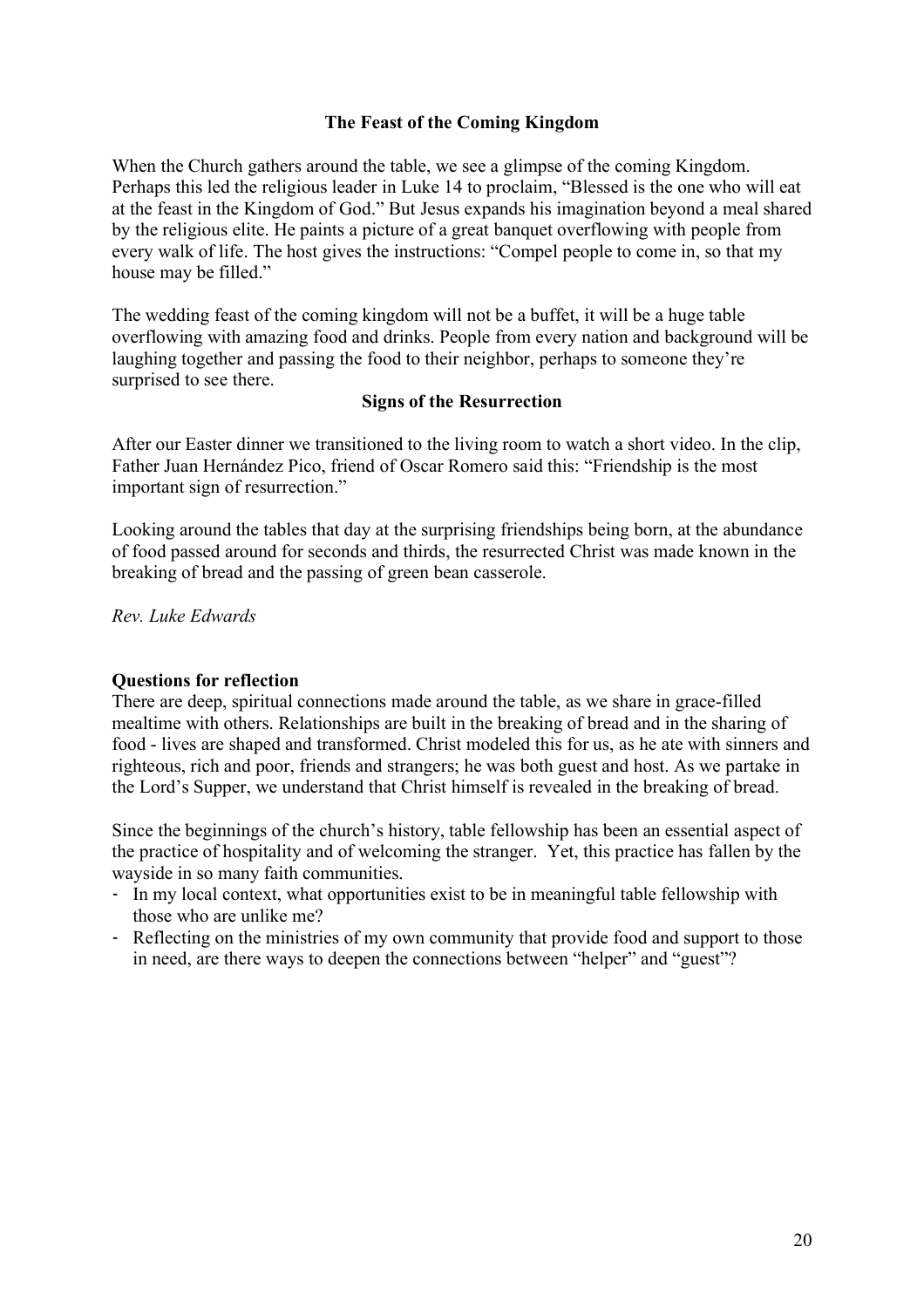## The Feast of the Coming Kingdom

When the Church gathers around the table, we see a glimpse of the coming Kingdom. Perhaps this led the religious leader in Luke 14 to proclaim, "Blessed is the one who will eat at the feast in the Kingdom of God." But Jesus expands his imagination beyond a meal shared by the religious elite. He paints a picture of a great banquet overflowing with people from every walk of life. The host gives the instructions: "Compel people to come in, so that my house may be filled."

The wedding feast of the coming kingdom will not be a buffet, it will be a huge table overflowing with amazing food and drinks. People from every nation and background will be laughing together and passing the food to their neighbor, perhaps to someone they're surprised to see there.

## Signs of the Resurrection

After our Easter dinner we transitioned to the living room to watch a short video. In the clip, Father Juan Hernández Pico, friend of Oscar Romero said this: "Friendship is the most important sign of resurrection."

Looking around the tables that day at the surprising friendships being born, at the abundance of food passed around for seconds and thirds, the resurrected Christ was made known in the breaking of bread and the passing of green bean casserole.

*Rev. Luke Edwards*

**Questions for reflection**

There are deep, spiritual connections made around the table, as we share in grace-filled mealtime with others. Relationships are built in the breaking of bread and in the sharing of food - lives are shaped and transformed. Christ modeled this for us, as he ate with sinners and righteous, rich and poor, friends and strangers; he was both guest and host. As we partake in the Lord's Supper, we understand that Christ himself is revealed in the breaking of bread.

Since the beginnings of the church's history, table fellowship has been an essential aspect of the practice of hospitality and of welcoming the stranger. Yet, this practice has fallen by the wayside in so many faith communities.

- In my local context, what opportunities exist to be in meaningful table fellowship with those who are unlike me?
- Reflecting on the ministries of my own community that provide food and support to those in need, are there ways to deepen the connections between "helper" and "guest"?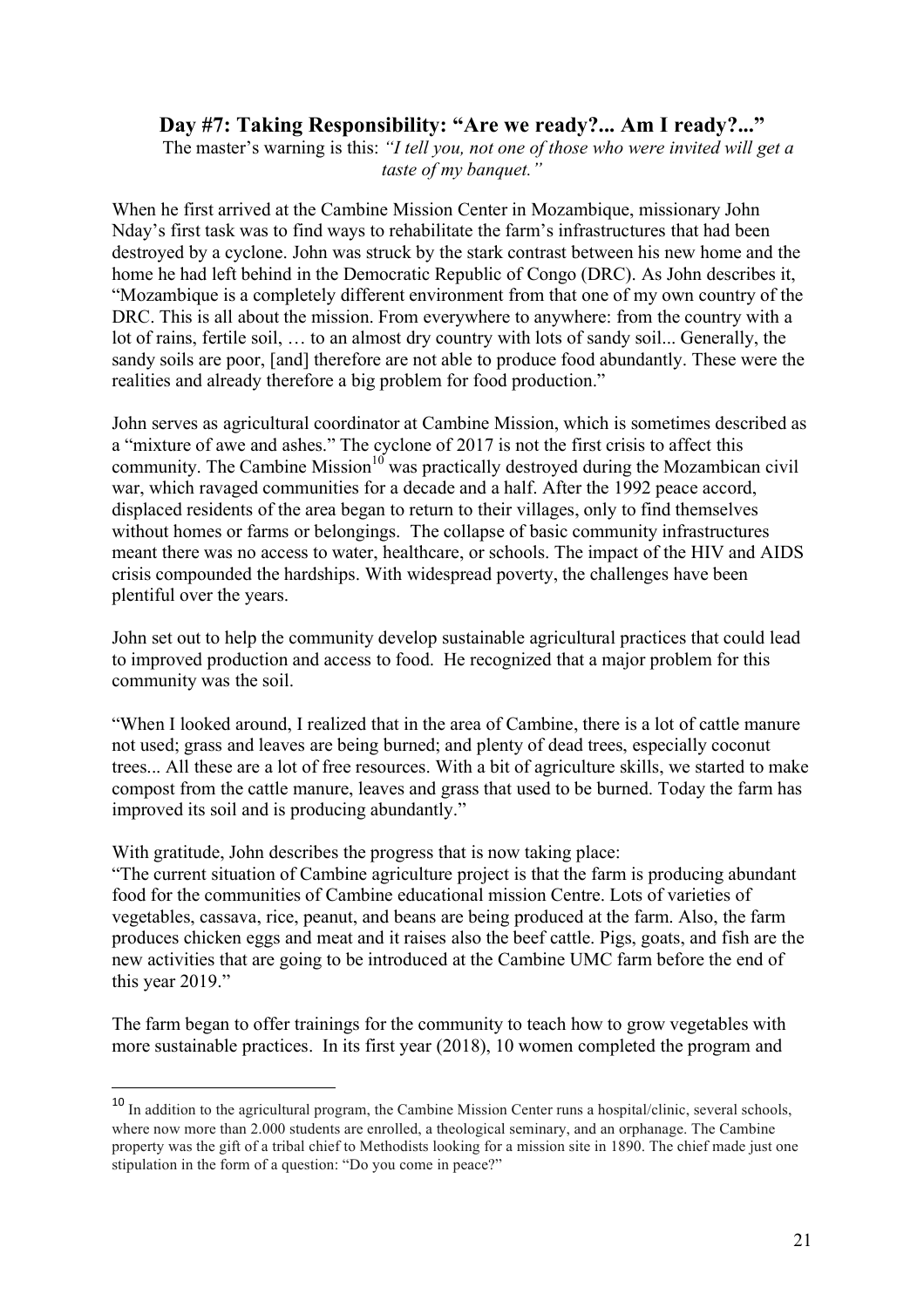## Day #7: Taking Responsibility: "Are we ready?... Am I ready?..."

The master's warning is this: *"I tell you, not one of those who were invited will get a taste of my banquet."*

When he first arrived at the Cambine Mission Center in Mozambique, missionary John Nday's first task was to find ways to rehabilitate the farm's infrastructures that had been destroyed by a cyclone. John was struck by the stark contrast between his new home and the home he had left behind in the Democratic Republic of Congo (DRC). As John describes it, "Mozambique is a completely different environment from that one of my own country of the DRC. This is all about the mission. From everywhere to anywhere: from the country with a lot of rains, fertile soil, … to an almost dry country with lots of sandy soil... Generally, the sandy soils are poor, [and] therefore are not able to produce food abundantly. These were the realities and already therefore a big problem for food production."

John serves as agricultural coordinator at Cambine Mission, which is sometimes described as a "mixture of awe and ashes." The cyclone of 2017 is not the first crisis to affect this community. The Cambine Mission[10] was practically destroyed during the Mozambican civil war, which ravaged communities for a decade and a half. After the 1992 peace accord, displaced residents of the area began to return to their villages, only to find themselves without homes or farms or belongings. The collapse of basic community infrastructures meant there was no access to water, healthcare, or schools. The impact of the HIV and AIDS crisis compounded the hardships. With widespread poverty, the challenges have been plentiful over the years.

John set out to help the community develop sustainable agricultural practices that could lead to improved production and access to food. He recognized that a major problem for this community was the soil.

"When I looked around, I realized that in the area of Cambine, there is a lot of cattle manure not used; grass and leaves are being burned; and plenty of dead trees, especially coconut trees... All these are a lot of free resources. With a bit of agriculture skills, we started to make compost from the cattle manure, leaves and grass that used to be burned. Today the farm has improved its soil and is producing abundantly."

With gratitude, John describes the progress that is now taking place:
"The current situation of Cambine agriculture project is that the farm is producing abundant food for the communities of Cambine educational mission Centre. Lots of varieties of vegetables, cassava, rice, peanut, and beans are being produced at the farm. Also, the farm produces chicken eggs and meat and it raises also the beef cattle. Pigs, goats, and fish are the new activities that are going to be introduced at the Cambine UMC farm before the end of this year 2019."

The farm began to offer trainings for the community to teach how to grow vegetables with more sustainable practices. In its first year (2018), 10 women completed the program and

---

[10] In addition to the agricultural program, the Cambine Mission Center runs a hospital/clinic, several schools, where now more than 2.000 students are enrolled, a theological seminary, and an orphanage. The Cambine property was the gift of a tribal chief to Methodists looking for a mission site in 1890. The chief made just one stipulation in the form of a question: "Do you come in peace?"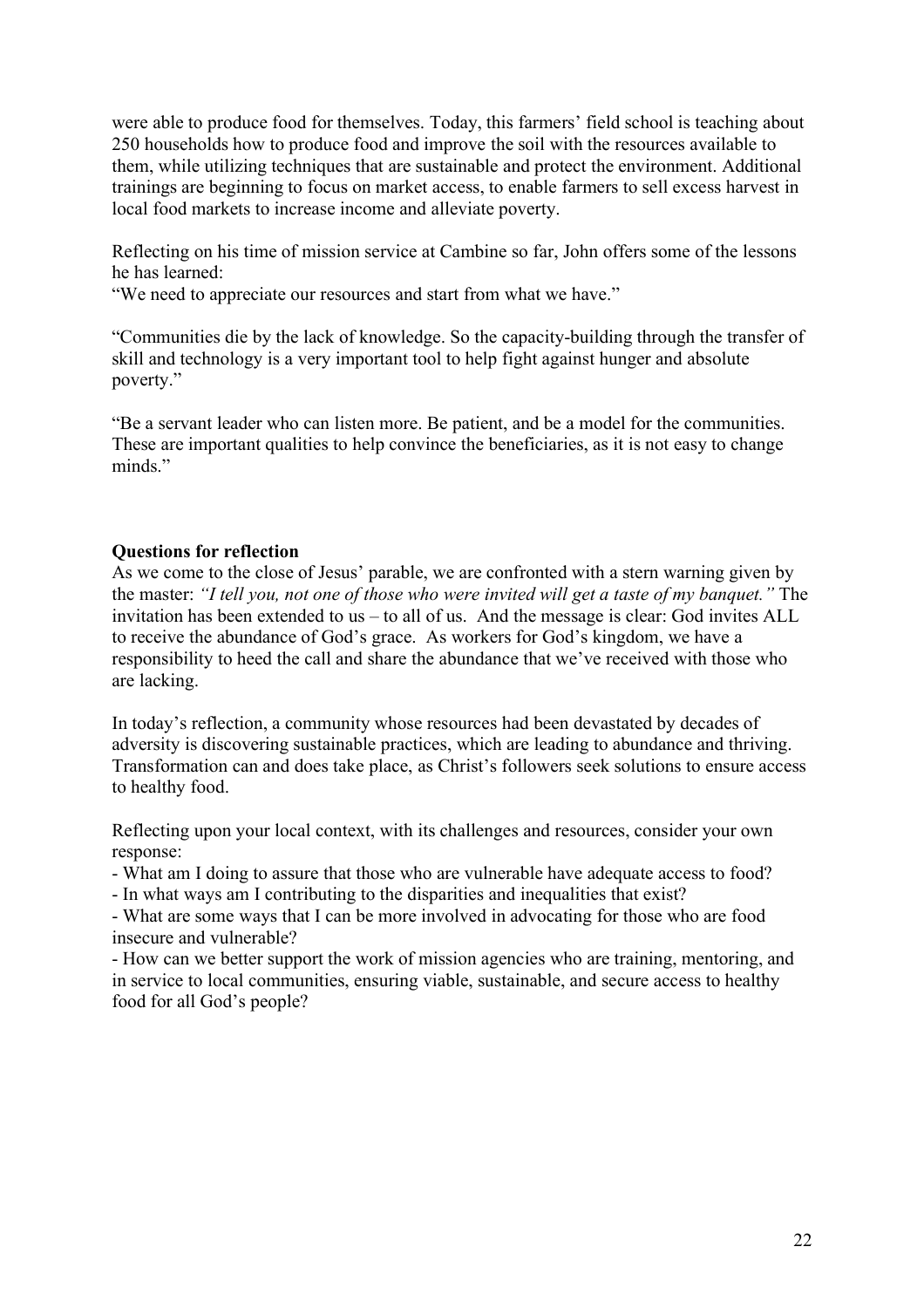were able to produce food for themselves. Today, this farmers' field school is teaching about 250 households how to produce food and improve the soil with the resources available to them, while utilizing techniques that are sustainable and protect the environment. Additional trainings are beginning to focus on market access, to enable farmers to sell excess harvest in local food markets to increase income and alleviate poverty.

Reflecting on his time of mission service at Cambine so far, John offers some of the lessons he has learned:
"We need to appreciate our resources and start from what we have."

"Communities die by the lack of knowledge. So the capacity-building through the transfer of skill and technology is a very important tool to help fight against hunger and absolute poverty."

"Be a servant leader who can listen more. Be patient, and be a model for the communities. These are important qualities to help convince the beneficiaries, as it is not easy to change minds."

**Questions for reflection**

As we come to the close of Jesus' parable, we are confronted with a stern warning given by the master: *"I tell you, not one of those who were invited will get a taste of my banquet."* The invitation has been extended to us – to all of us. And the message is clear: God invites ALL to receive the abundance of God's grace. As workers for God's kingdom, we have a responsibility to heed the call and share the abundance that we've received with those who are lacking.

In today's reflection, a community whose resources had been devastated by decades of adversity is discovering sustainable practices, which are leading to abundance and thriving. Transformation can and does take place, as Christ's followers seek solutions to ensure access to healthy food.

Reflecting upon your local context, with its challenges and resources, consider your own response:

- What am I doing to assure that those who are vulnerable have adequate access to food?
- In what ways am I contributing to the disparities and inequalities that exist?
- What are some ways that I can be more involved in advocating for those who are food insecure and vulnerable?
- How can we better support the work of mission agencies who are training, mentoring, and in service to local communities, ensuring viable, sustainable, and secure access to healthy food for all God's people?